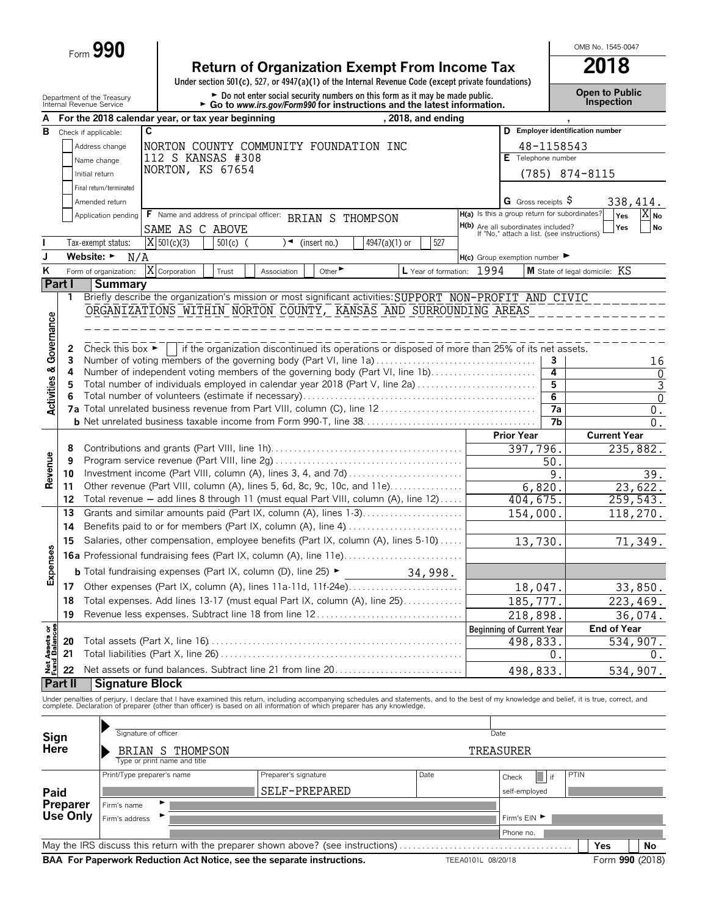Form **990**

# Return of Organization Exempt From Income Tax

**2018**

OMB No. 1545-0047

Under section 501(c), 527, or 4947(a)(1) of the Internal Revenue Code (except private foundations)

► Do not enter social security numbers on this form as it may be made public.
► Go to *www.irs.gov/Form990* for instructions and the latest information.

Department of the Treasury
Internal Revenue Service

**Open to Public Inspection**

**A** For the 2018 calendar year, or tax year beginning , 2018, and ending ,

**B** Check if applicable:
- Address change
- Name change
- Initial return
- Final return/terminated
- Amended return
- Application pending

**C** NORTON COUNTY COMMUNITY FOUNDATION INC
112 S KANSAS #308
NORTON, KS 67654

**D** Employer identification number: 48-1158543

**E** Telephone number: (785) 874-8115

**G** Gross receipts $ 338,414.

**F** Name and address of principal officer: BRIAN S THOMPSON
SAME AS C ABOVE

**H(a)** Is this a group return for subordinates? Yes [ ] No [X]

**H(b)** Are all subordinates included? Yes [ ] No [ ]
If "No," attach a list. (see instructions)

**I** Tax-exempt status: [X] 501(c)(3) [ ] 501(c) ( ) ◄ (insert no.) [ ] 4947(a)(1) or [ ] 527

**J** Website: ► N/A

**H(c)** Group exemption number ►

**K** Form of organization: [X] Corporation [ ] Trust [ ] Association [ ] Other ►

**L** Year of formation: 1994

**M** State of legal domicile: KS

## Part I Summary

**Activities & Governance**

1 Briefly describe the organization's mission or most significant activities: SUPPORT NON-PROFIT AND CIVIC ORGANIZATIONS WITHIN NORTON COUNTY, KANSAS AND SURROUNDING AREAS

2 Check this box ► [ ] if the organization discontinued its operations or disposed of more than 25% of its net assets.

| | | | |
|---|---|---|---|
| 3 | Number of voting members of the governing body (Part VI, line 1a) | 3 | 16 |
| 4 | Number of independent voting members of the governing body (Part VI, line 1b) | 4 | 0 |
| 5 | Total number of individuals employed in calendar year 2018 (Part V, line 2a) | 5 | 3 |
| 6 | Total number of volunteers (estimate if necessary) | 6 | 0 |
| 7a | Total unrelated business revenue from Part VIII, column (C), line 12 | 7a | 0. |
| b | Net unrelated business taxable income from Form 990-T, line 38 | 7b | 0. |

| | | Prior Year | Current Year |
|---|---|---|---|
| **Revenue** | | | |
| 8 | Contributions and grants (Part VIII, line 1h) | 397,796. | 235,882. |
| 9 | Program service revenue (Part VIII, line 2g) | 50. | |
| 10 | Investment income (Part VIII, column (A), lines 3, 4, and 7d) | 9. | 39. |
| 11 | Other revenue (Part VIII, column (A), lines 5, 6d, 8c, 9c, 10c, and 11e) | 6,820. | 23,622. |
| 12 | Total revenue — add lines 8 through 11 (must equal Part VIII, column (A), line 12) | 404,675. | 259,543. |
| **Expenses** | | | |
| 13 | Grants and similar amounts paid (Part IX, column (A), lines 1-3) | 154,000. | 118,270. |
| 14 | Benefits paid to or for members (Part IX, column (A), line 4) | | |
| 15 | Salaries, other compensation, employee benefits (Part IX, column (A), lines 5-10) | 13,730. | 71,349. |
| 16a | Professional fundraising fees (Part IX, column (A), line 11e) | | |
| b | Total fundraising expenses (Part IX, column (D), line 25) ► 34,998. | | |
| 17 | Other expenses (Part IX, column (A), lines 11a-11d, 11f-24e) | 18,047. | 33,850. |
| 18 | Total expenses. Add lines 13-17 (must equal Part IX, column (A), line 25) | 185,777. | 223,469. |
| 19 | Revenue less expenses. Subtract line 18 from line 12 | 218,898. | 36,074. |

| **Net Assets or Fund Balances** | | Beginning of Current Year | End of Year |
|---|---|---|---|
| 20 | Total assets (Part X, line 16) | 498,833. | 534,907. |
| 21 | Total liabilities (Part X, line 26) | 0. | 0. |
| 22 | Net assets or fund balances. Subtract line 21 from line 20 | 498,833. | 534,907. |

## Part II Signature Block

Under penalties of perjury, I declare that I have examined this return, including accompanying schedules and statements, and to the best of my knowledge and belief, it is true, correct, and complete. Declaration of preparer (other than officer) is based on all information of which preparer has any knowledge.

**Sign Here**

Signature of officer / Date

BRIAN S THOMPSON — TREASURER
Type or print name and title

**Paid Preparer Use Only**

| Print/Type preparer's name | Preparer's signature | Date | Check [ ] if self-employed | PTIN |
|---|---|---|---|---|
| | SELF-PREPARED | | | |

Firm's name ►
Firm's address ►
Firm's EIN ►
Phone no.

May the IRS discuss this return with the preparer shown above? (see instructions) Yes No

**BAA For Paperwork Reduction Act Notice, see the separate instructions.** TEEA0101L 08/20/18 Form **990** (2018)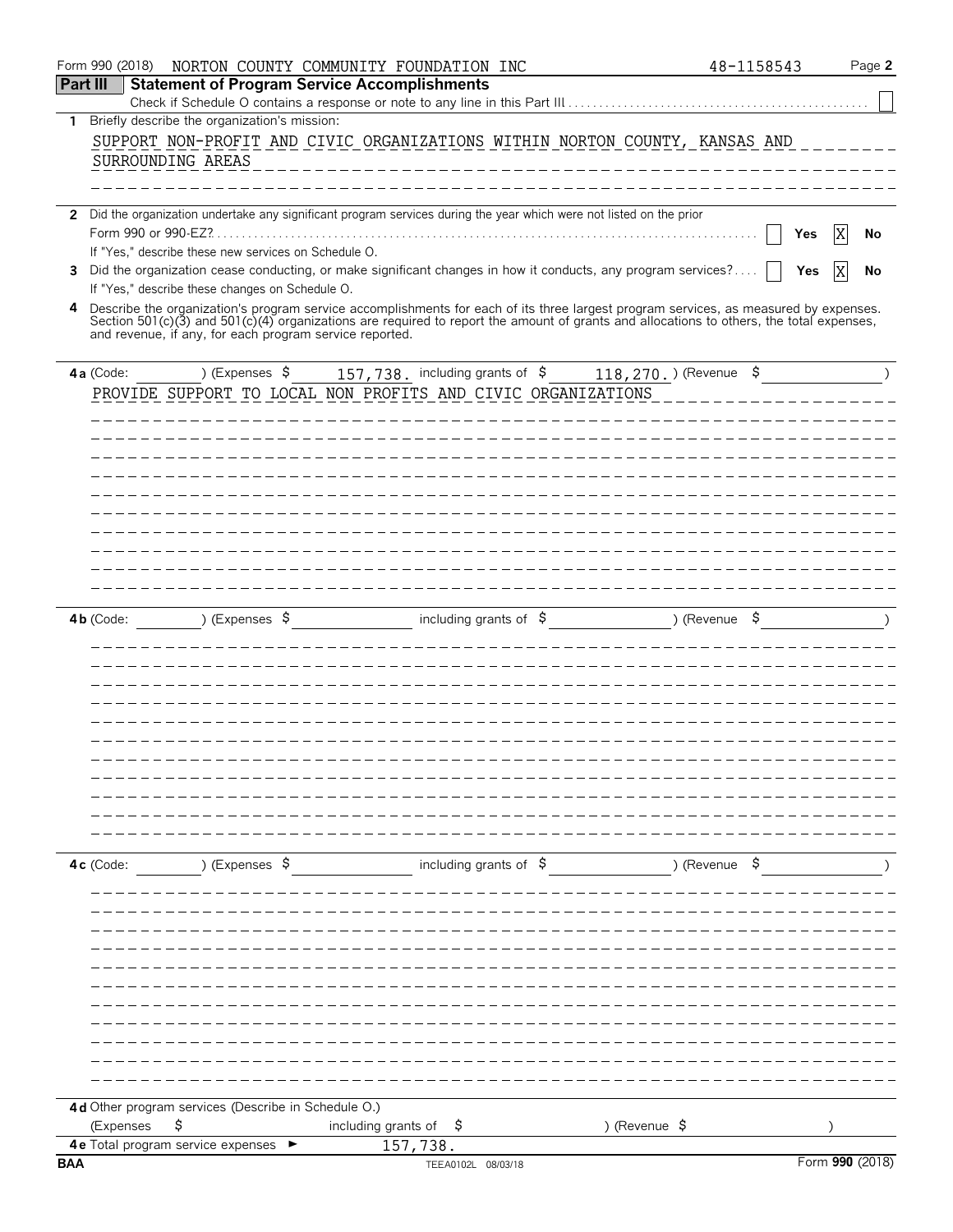Form 990 (2018) NORTON COUNTY COMMUNITY FOUNDATION INC 48-1158543 Page **2**

## Part III Statement of Program Service Accomplishments

Check if Schedule O contains a response or note to any line in this Part III . . . . . . . . . . . . . . . . . . . . . . . . . . . . . . . . . . . . . . . . . . . . . . . . . [ ]

**1** Briefly describe the organization's mission:

SUPPORT NON-PROFIT AND CIVIC ORGANIZATIONS WITHIN NORTON COUNTY, KANSAS AND SURROUNDING AREAS

**2** Did the organization undertake any significant program services during the year which were not listed on the prior Form 990 or 990-EZ? . . . . . . . . . . . . . . . . . . . . . . . . . . . . . . . . . . . . . . . . . . . . . . . . . . . . . . . . . . . . . . . . . . . . . . . . [ ] **Yes** [X] **No**

If "Yes," describe these new services on Schedule O.

**3** Did the organization cease conducting, or make significant changes in how it conducts, any program services? . . . . [ ] **Yes** [X] **No**

If "Yes," describe these changes on Schedule O.

**4** Describe the organization's program service accomplishments for each of its three largest program services, as measured by expenses. Section 501(c)(3) and 501(c)(4) organizations are required to report the amount of grants and allocations to others, the total expenses, and revenue, if any, for each program service reported.

**4a** (Code: ) (Expenses $ 157,738. including grants of $ 118,270. ) (Revenue $ )

PROVIDE SUPPORT TO LOCAL NON PROFITS AND CIVIC ORGANIZATIONS

**4b** (Code: ) (Expenses $ including grants of $ ) (Revenue $ )

**4c** (Code: ) (Expenses $ including grants of $ ) (Revenue $ )

**4d** Other program services (Describe in Schedule O.)

(Expenses $ including grants of $ ) (Revenue $ )

**4e** Total program service expenses ► 157,738.

BAA TEEA0102L 08/03/18 Form **990** (2018)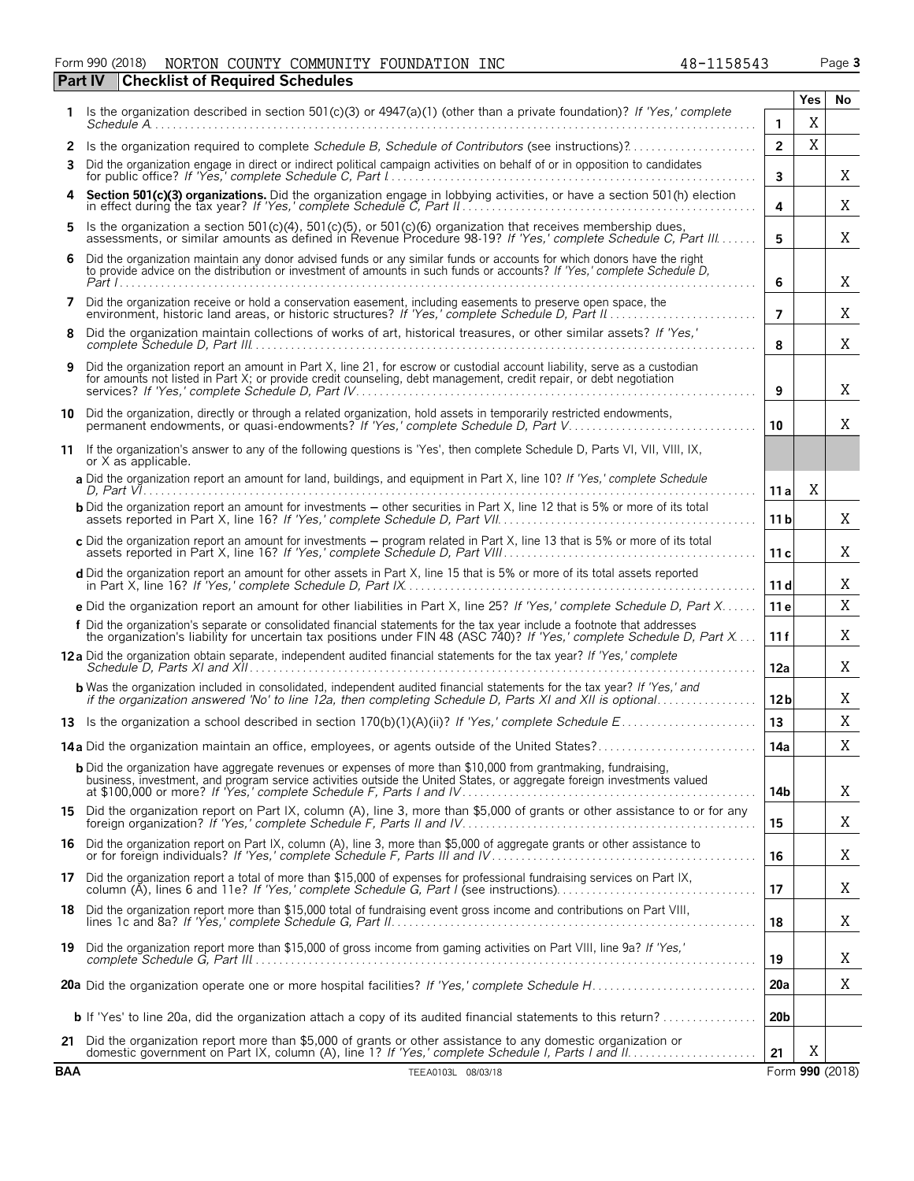Form 990 (2018) NORTON COUNTY COMMUNITY FOUNDATION INC 48-1158543

## Part IV Checklist of Required Schedules

| | | | Yes | No |
|---|---|---|---|---|
| 1 | Is the organization described in section 501(c)(3) or 4947(a)(1) (other than a private foundation)? *If 'Yes,' complete Schedule A* | 1 | X | |
| 2 | Is the organization required to complete *Schedule B, Schedule of Contributors* (see instructions)? | 2 | X | |
| 3 | Did the organization engage in direct or indirect political campaign activities on behalf of or in opposition to candidates for public office? *If 'Yes,' complete Schedule C, Part I* | 3 | | X |
| 4 | **Section 501(c)(3) organizations.** Did the organization engage in lobbying activities, or have a section 501(h) election in effect during the tax year? *If 'Yes,' complete Schedule C, Part II* | 4 | | X |
| 5 | Is the organization a section 501(c)(4), 501(c)(5), or 501(c)(6) organization that receives membership dues, assessments, or similar amounts as defined in Revenue Procedure 98-19? *If 'Yes,' complete Schedule C, Part III* | 5 | | X |
| 6 | Did the organization maintain any donor advised funds or any similar funds or accounts for which donors have the right to provide advice on the distribution or investment of amounts in such funds or accounts? *If 'Yes,' complete Schedule D, Part I* | 6 | | X |
| 7 | Did the organization receive or hold a conservation easement, including easements to preserve open space, the environment, historic land areas, or historic structures? *If 'Yes,' complete Schedule D, Part II* | 7 | | X |
| 8 | Did the organization maintain collections of works of art, historical treasures, or other similar assets? *If 'Yes,' complete Schedule D, Part III* | 8 | | X |
| 9 | Did the organization report an amount in Part X, line 21, for escrow or custodial account liability, serve as a custodian for amounts not listed in Part X; or provide credit counseling, debt management, credit repair, or debt negotiation services? *If 'Yes,' complete Schedule D, Part IV* | 9 | | X |
| 10 | Did the organization, directly or through a related organization, hold assets in temporarily restricted endowments, permanent endowments, or quasi-endowments? *If 'Yes,' complete Schedule D, Part V* | 10 | | X |
| 11 | If the organization's answer to any of the following questions is 'Yes', then complete Schedule D, Parts VI, VII, VIII, IX, or X as applicable. | | | |
| | **a** Did the organization report an amount for land, buildings, and equipment in Part X, line 10? *If 'Yes,' complete Schedule D, Part VI* | 11 a | X | |
| | **b** Did the organization report an amount for investments – other securities in Part X, line 12 that is 5% or more of its total assets reported in Part X, line 16? *If 'Yes,' complete Schedule D, Part VII* | 11 b | | X |
| | **c** Did the organization report an amount for investments – program related in Part X, line 13 that is 5% or more of its total assets reported in Part X, line 16? *If 'Yes,' complete Schedule D, Part VIII* | 11 c | | X |
| | **d** Did the organization report an amount for other assets in Part X, line 15 that is 5% or more of its total assets reported in Part X, line 16? *If 'Yes,' complete Schedule D, Part IX* | 11 d | | X |
| | **e** Did the organization report an amount for other liabilities in Part X, line 25? *If 'Yes,' complete Schedule D, Part X* | 11 e | | X |
| | **f** Did the organization's separate or consolidated financial statements for the tax year include a footnote that addresses the organization's liability for uncertain tax positions under FIN 48 (ASC 740)? *If 'Yes,' complete Schedule D, Part X* | 11 f | | X |
| 12 a | Did the organization obtain separate, independent audited financial statements for the tax year? *If 'Yes,' complete Schedule D, Parts XI and XII* | 12a | | X |
| | **b** Was the organization included in consolidated, independent audited financial statements for the tax year? *If 'Yes,' and if the organization answered 'No' to line 12a, then completing Schedule D, Parts XI and XII is optional* | 12b | | X |
| 13 | Is the organization a school described in section 170(b)(1)(A)(ii)? *If 'Yes,' complete Schedule E* | 13 | | X |
| 14 a | Did the organization maintain an office, employees, or agents outside of the United States? | 14a | | X |
| | **b** Did the organization have aggregate revenues or expenses of more than $10,000 from grantmaking, fundraising, business, investment, and program service activities outside the United States, or aggregate foreign investments valued at $100,000 or more? *If 'Yes,' complete Schedule F, Parts I and IV* | 14b | | X |
| 15 | Did the organization report on Part IX, column (A), line 3, more than $5,000 of grants or other assistance to or for any foreign organization? *If 'Yes,' complete Schedule F, Parts II and IV* | 15 | | X |
| 16 | Did the organization report on Part IX, column (A), line 3, more than $5,000 of aggregate grants or other assistance to or for foreign individuals? *If 'Yes,' complete Schedule F, Parts III and IV* | 16 | | X |
| 17 | Did the organization report a total of more than $15,000 of expenses for professional fundraising services on Part IX, column (A), lines 6 and 11e? *If 'Yes,' complete Schedule G, Part I* (see instructions) | 17 | | X |
| 18 | Did the organization report more than $15,000 total of fundraising event gross income and contributions on Part VIII, lines 1c and 8a? *If 'Yes,' complete Schedule G, Part II* | 18 | | X |
| 19 | Did the organization report more than $15,000 of gross income from gaming activities on Part VIII, line 9a? *If 'Yes,' complete Schedule G, Part III* | 19 | | X |
| 20 a | Did the organization operate one or more hospital facilities? *If 'Yes,' complete Schedule H* | 20a | | X |
| | **b** If 'Yes' to line 20a, did the organization attach a copy of its audited financial statements to this return? | 20b | | |
| 21 | Did the organization report more than $5,000 of grants or other assistance to any domestic organization or domestic government on Part IX, column (A), line 1? *If 'Yes,' complete Schedule I, Parts I and II* | 21 | X | |

BAA TEEA0103L 08/03/18 Form **990** (2018)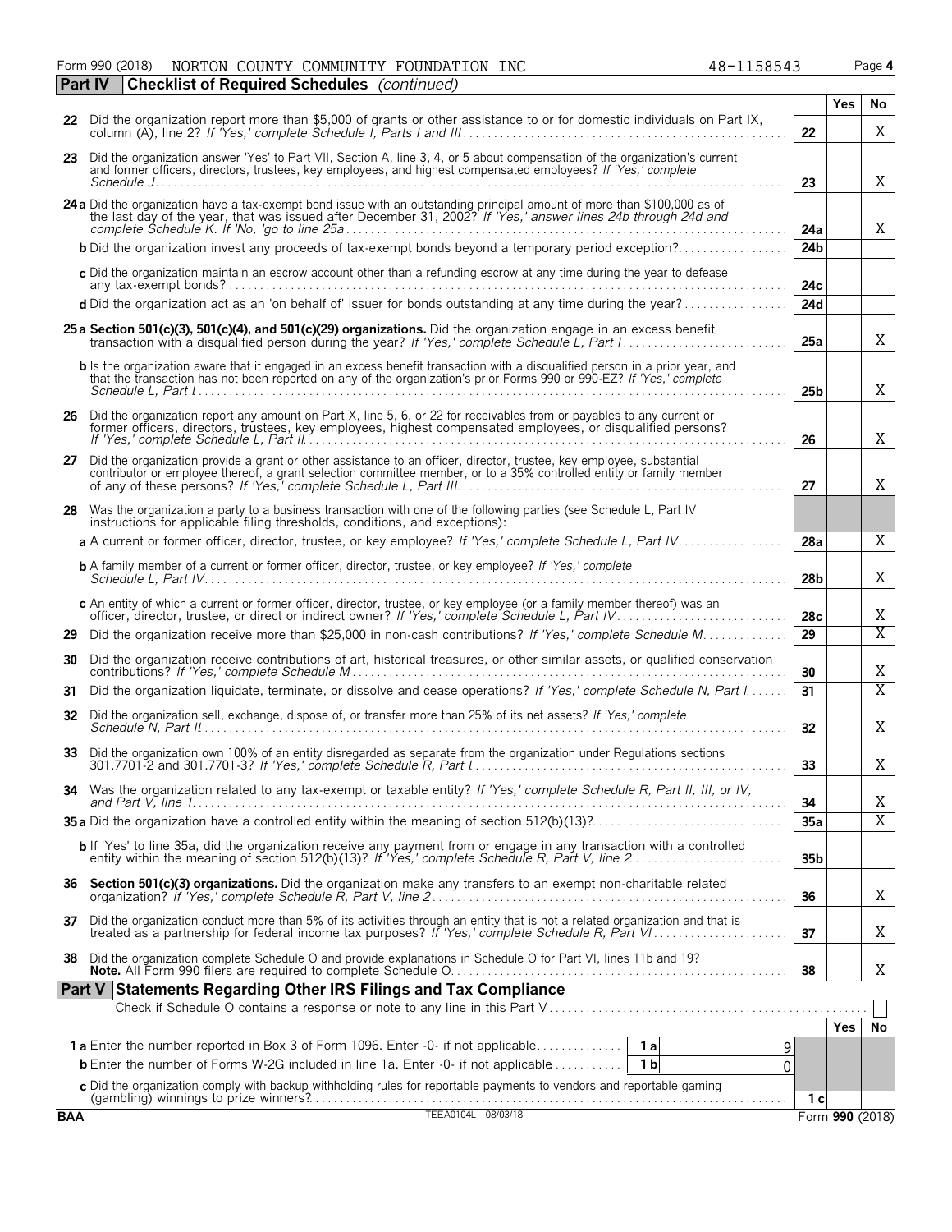Form 990 (2018) NORTON COUNTY COMMUNITY FOUNDATION INC 48-1158543

## Part IV Checklist of Required Schedules *(continued)*

| | | | Yes | No |
|---|---|---|---|---|
| 22 | Did the organization report more than $5,000 of grants or other assistance to or for domestic individuals on Part IX, column (A), line 2? *If 'Yes,' complete Schedule I, Parts I and III* | 22 | | X |
| 23 | Did the organization answer 'Yes' to Part VII, Section A, line 3, 4, or 5 about compensation of the organization's current and former officers, directors, trustees, key employees, and highest compensated employees? *If 'Yes,' complete Schedule J* | 23 | | X |
| 24a | Did the organization have a tax-exempt bond issue with an outstanding principal amount of more than $100,000 as of the last day of the year, that was issued after December 31, 2002? *If 'Yes,' answer lines 24b through 24d and complete Schedule K. If 'No,' go to line 25a* | 24a | | X |
| b | Did the organization invest any proceeds of tax-exempt bonds beyond a temporary period exception? | 24b | | |
| c | Did the organization maintain an escrow account other than a refunding escrow at any time during the year to defease any tax-exempt bonds? | 24c | | |
| d | Did the organization act as an 'on behalf of' issuer for bonds outstanding at any time during the year? | 24d | | |
| 25a | **Section 501(c)(3), 501(c)(4), and 501(c)(29) organizations.** Did the organization engage in an excess benefit transaction with a disqualified person during the year? *If 'Yes,' complete Schedule L, Part I* | 25a | | X |
| b | Is the organization aware that it engaged in an excess benefit transaction with a disqualified person in a prior year, and that the transaction has not been reported on any of the organization's prior Forms 990 or 990-EZ? *If 'Yes,' complete Schedule L, Part I* | 25b | | X |
| 26 | Did the organization report any amount on Part X, line 5, 6, or 22 for receivables from or payables to any current or former officers, directors, trustees, key employees, highest compensated employees, or disqualified persons? *If 'Yes,' complete Schedule L, Part II* | 26 | | X |
| 27 | Did the organization provide a grant or other assistance to an officer, director, trustee, key employee, substantial contributor or employee thereof, a grant selection committee member, or to a 35% controlled entity or family member of any of these persons? *If 'Yes,' complete Schedule L, Part III* | 27 | | X |
| 28 | Was the organization a party to a business transaction with one of the following parties (see Schedule L, Part IV instructions for applicable filing thresholds, conditions, and exceptions): | | | |
| a | A current or former officer, director, trustee, or key employee? *If 'Yes,' complete Schedule L, Part IV* | 28a | | X |
| b | A family member of a current or former officer, director, trustee, or key employee? *If 'Yes,' complete Schedule L, Part IV* | 28b | | X |
| c | An entity of which a current or former officer, director, trustee, or key employee (or a family member thereof) was an officer, director, trustee, or direct or indirect owner? *If 'Yes,' complete Schedule L, Part IV* | 28c | | X |
| 29 | Did the organization receive more than $25,000 in non-cash contributions? *If 'Yes,' complete Schedule M* | 29 | | X |
| 30 | Did the organization receive contributions of art, historical treasures, or other similar assets, or qualified conservation contributions? *If 'Yes,' complete Schedule M* | 30 | | X |
| 31 | Did the organization liquidate, terminate, or dissolve and cease operations? *If 'Yes,' complete Schedule N, Part I* | 31 | | X |
| 32 | Did the organization sell, exchange, dispose of, or transfer more than 25% of its net assets? *If 'Yes,' complete Schedule N, Part II* | 32 | | X |
| 33 | Did the organization own 100% of an entity disregarded as separate from the organization under Regulations sections 301.7701-2 and 301.7701-3? *If 'Yes,' complete Schedule R, Part I* | 33 | | X |
| 34 | Was the organization related to any tax-exempt or taxable entity? *If 'Yes,' complete Schedule R, Part II, III, or IV, and Part V, line 1* | 34 | | X |
| 35a | Did the organization have a controlled entity within the meaning of section 512(b)(13)? | 35a | | X |
| b | If 'Yes' to line 35a, did the organization receive any payment from or engage in any transaction with a controlled entity within the meaning of section 512(b)(13)? *If 'Yes,' complete Schedule R, Part V, line 2* | 35b | | |
| 36 | **Section 501(c)(3) organizations.** Did the organization make any transfers to an exempt non-charitable related organization? *If 'Yes,' complete Schedule R, Part V, line 2* | 36 | | X |
| 37 | Did the organization conduct more than 5% of its activities through an entity that is not a related organization and that is treated as a partnership for federal income tax purposes? *If 'Yes,' complete Schedule R, Part VI* | 37 | | X |
| 38 | Did the organization complete Schedule O and provide explanations in Schedule O for Part VI, lines 11b and 19? **Note.** All Form 990 filers are required to complete Schedule O. | 38 | | X |

## Part V Statements Regarding Other IRS Filings and Tax Compliance

Check if Schedule O contains a response or note to any line in this Part V ☐

| | | | | | Yes | No |
|---|---|---|---|---|---|---|
| 1a | Enter the number reported in Box 3 of Form 1096. Enter -0- if not applicable | 1a | 9 | | | |
| b | Enter the number of Forms W-2G included in line 1a. Enter -0- if not applicable | 1b | 0 | | | |
| c | Did the organization comply with backup withholding rules for reportable payments to vendors and reportable gaming (gambling) winnings to prize winners? | | | 1c | | |

BAA TEEA0104L 08/03/18 Form **990** (2018)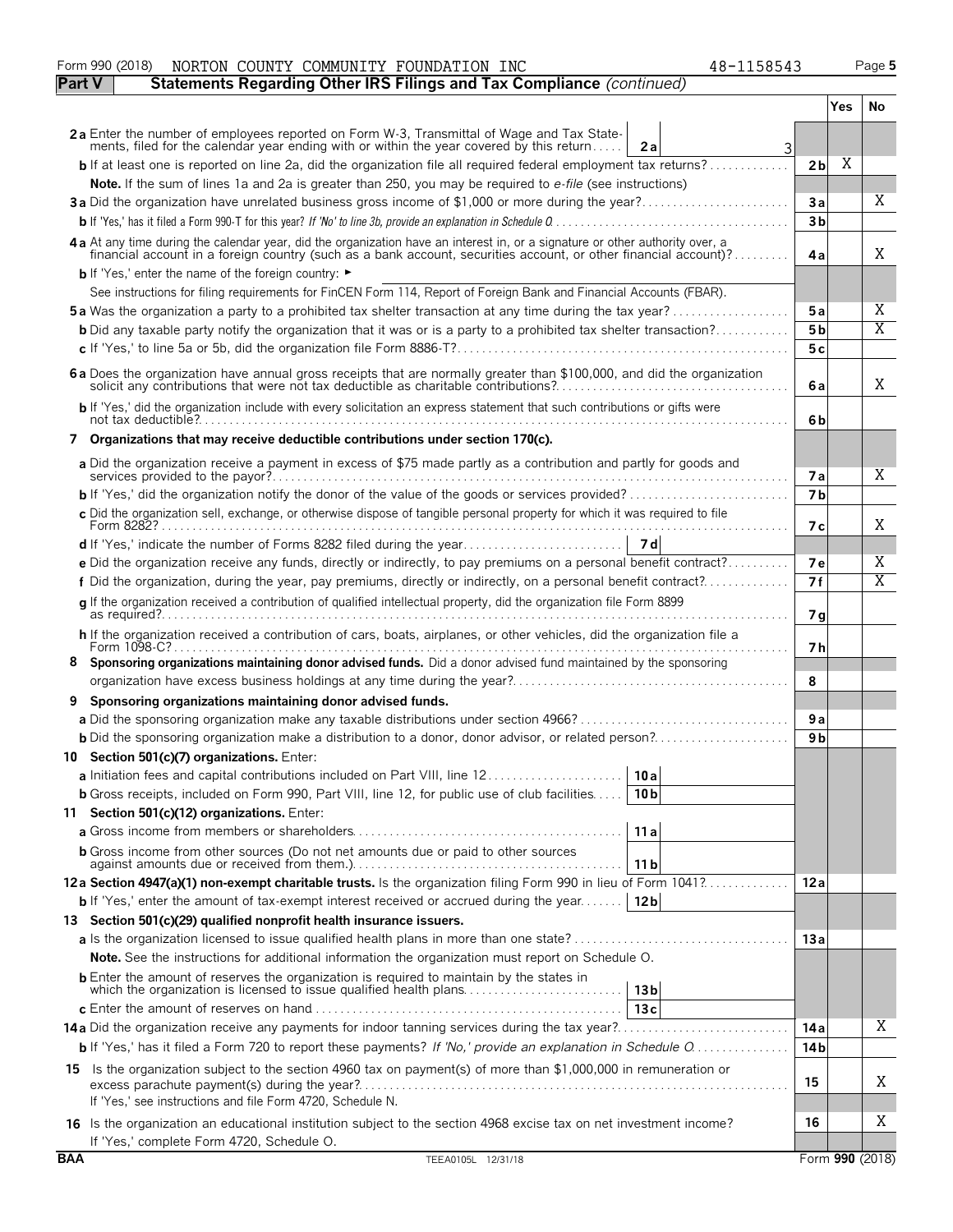Form 990 (2018) NORTON COUNTY COMMUNITY FOUNDATION INC 48-1158543

## Part V Statements Regarding Other IRS Filings and Tax Compliance *(continued)*

| | | | Yes | No |
|---|---|---|---|---|
| **2a** Enter the number of employees reported on Form W-3, Transmittal of Wage and Tax Statements, filed for the calendar year ending with or within the year covered by this return | **2a** 3 | | | |
| **b** If at least one is reported on line 2a, did the organization file all required federal employment tax returns? | | **2b** | X | |
| **Note.** If the sum of lines 1a and 2a is greater than 250, you may be required to *e-file* (see instructions) | | | | |
| **3a** Did the organization have unrelated business gross income of $1,000 or more during the year? | | **3a** | | X |
| **b** If 'Yes,' has it filed a Form 990-T for this year? *If 'No' to line 3b, provide an explanation in Schedule O* | | **3b** | | |
| **4a** At any time during the calendar year, did the organization have an interest in, or a signature or other authority over, a financial account in a foreign country (such as a bank account, securities account, or other financial account)? | | **4a** | | X |
| **b** If 'Yes,' enter the name of the foreign country: ► | | | | |
| See instructions for filing requirements for FinCEN Form 114, Report of Foreign Bank and Financial Accounts (FBAR). | | | | |
| **5a** Was the organization a party to a prohibited tax shelter transaction at any time during the tax year? | | **5a** | | X |
| **b** Did any taxable party notify the organization that it was or is a party to a prohibited tax shelter transaction? | | **5b** | | X |
| **c** If 'Yes,' to line 5a or 5b, did the organization file Form 8886-T? | | **5c** | | |
| **6a** Does the organization have annual gross receipts that are normally greater than $100,000, and did the organization solicit any contributions that were not tax deductible as charitable contributions? | | **6a** | | X |
| **b** If 'Yes,' did the organization include with every solicitation an express statement that such contributions or gifts were not tax deductible? | | **6b** | | |
| **7 Organizations that may receive deductible contributions under section 170(c).** | | | | |
| **a** Did the organization receive a payment in excess of $75 made partly as a contribution and partly for goods and services provided to the payor? | | **7a** | | X |
| **b** If 'Yes,' did the organization notify the donor of the value of the goods or services provided? | | **7b** | | |
| **c** Did the organization sell, exchange, or otherwise dispose of tangible personal property for which it was required to file Form 8282? | | **7c** | | X |
| **d** If 'Yes,' indicate the number of Forms 8282 filed during the year | **7d** | | | |
| **e** Did the organization receive any funds, directly or indirectly, to pay premiums on a personal benefit contract? | | **7e** | | X |
| **f** Did the organization, during the year, pay premiums, directly or indirectly, on a personal benefit contract? | | **7f** | | X |
| **g** If the organization received a contribution of qualified intellectual property, did the organization file Form 8899 as required? | | **7g** | | |
| **h** If the organization received a contribution of cars, boats, airplanes, or other vehicles, did the organization file a Form 1098-C? | | **7h** | | |
| **8 Sponsoring organizations maintaining donor advised funds.** Did a donor advised fund maintained by the sponsoring organization have excess business holdings at any time during the year? | | **8** | | |
| **9 Sponsoring organizations maintaining donor advised funds.** | | | | |
| **a** Did the sponsoring organization make any taxable distributions under section 4966? | | **9a** | | |
| **b** Did the sponsoring organization make a distribution to a donor, donor advisor, or related person? | | **9b** | | |
| **10 Section 501(c)(7) organizations.** Enter: | | | | |
| **a** Initiation fees and capital contributions included on Part VIII, line 12 | **10a** | | | |
| **b** Gross receipts, included on Form 990, Part VIII, line 12, for public use of club facilities | **10b** | | | |
| **11 Section 501(c)(12) organizations.** Enter: | | | | |
| **a** Gross income from members or shareholders | **11a** | | | |
| **b** Gross income from other sources (Do not net amounts due or paid to other sources against amounts due or received from them.) | **11b** | | | |
| **12a Section 4947(a)(1) non-exempt charitable trusts.** Is the organization filing Form 990 in lieu of Form 1041? | | **12a** | | |
| **b** If 'Yes,' enter the amount of tax-exempt interest received or accrued during the year | **12b** | | | |
| **13 Section 501(c)(29) qualified nonprofit health insurance issuers.** | | | | |
| **a** Is the organization licensed to issue qualified health plans in more than one state? | | **13a** | | |
| **Note.** See the instructions for additional information the organization must report on Schedule O. | | | | |
| **b** Enter the amount of reserves the organization is required to maintain by the states in which the organization is licensed to issue qualified health plans | **13b** | | | |
| **c** Enter the amount of reserves on hand | **13c** | | | |
| **14a** Did the organization receive any payments for indoor tanning services during the tax year? | | **14a** | | X |
| **b** If 'Yes,' has it filed a Form 720 to report these payments? *If 'No,' provide an explanation in Schedule O* | | **14b** | | |
| **15** Is the organization subject to the section 4960 tax on payment(s) of more than $1,000,000 in remuneration or excess parachute payment(s) during the year? If 'Yes,' see instructions and file Form 4720, Schedule N. | | **15** | | X |
| **16** Is the organization an educational institution subject to the section 4968 excise tax on net investment income? If 'Yes,' complete Form 4720, Schedule O. | | **16** | | X |

BAA TEEA0105L 12/31/18 Form **990** (2018)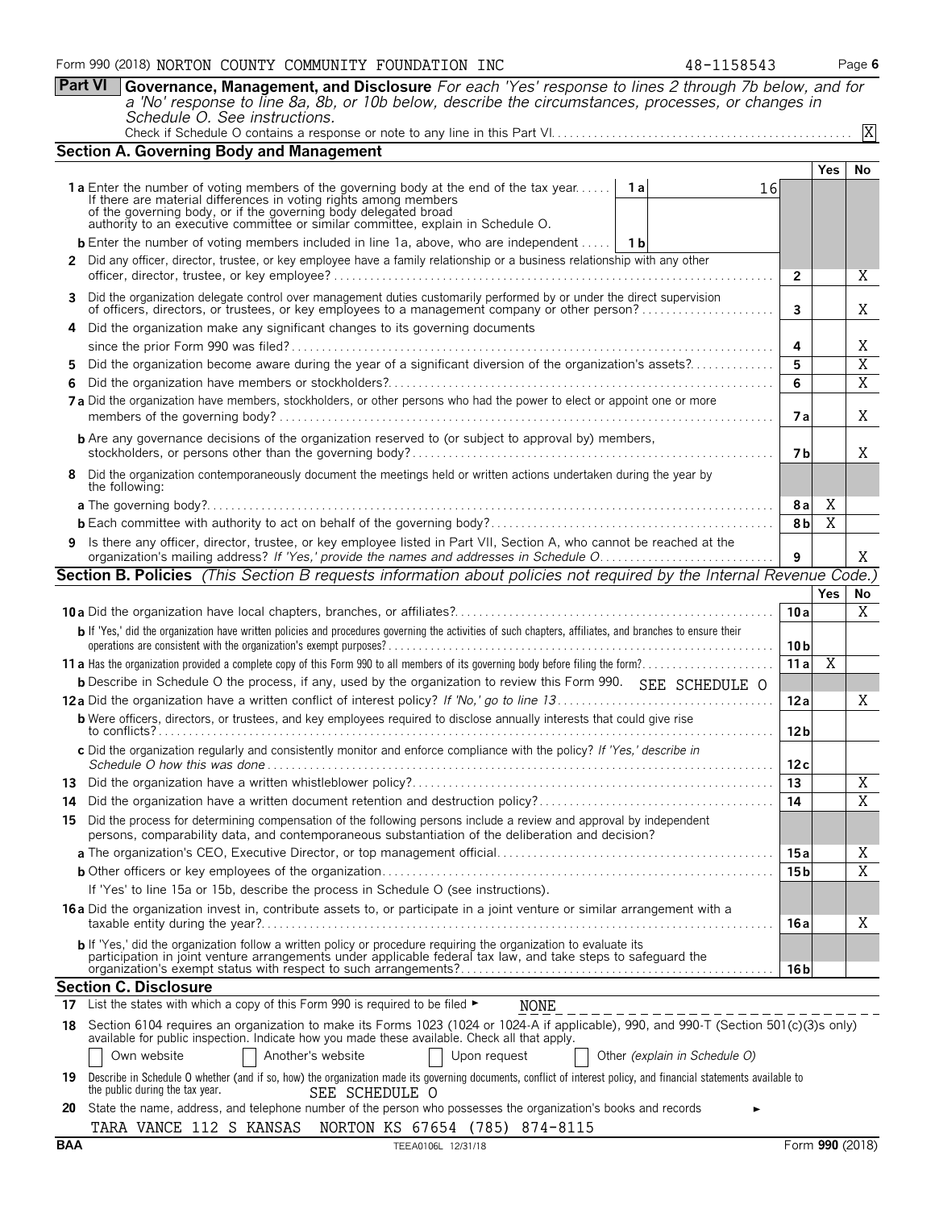Form 990 (2018) NORTON COUNTY COMMUNITY FOUNDATION INC 48-1158543 Page 6

**Part VI Governance, Management, and Disclosure** *For each 'Yes' response to lines 2 through 7b below, and for a 'No' response to line 8a, 8b, or 10b below, describe the circumstances, processes, or changes in Schedule O. See instructions.*

Check if Schedule O contains a response or note to any line in this Part VI. [X]

## Section A. Governing Body and Management

| | | | Yes | No |
|---|---|---|---|---|
| **1a** Enter the number of voting members of the governing body at the end of the tax year. If there are material differences in voting rights among members of the governing body, or if the governing body delegated broad authority to an executive committee or similar committee, explain in Schedule O. | 1a | 16 | | |
| **b** Enter the number of voting members included in line 1a, above, who are independent | 1b | | | |
| **2** Did any officer, director, trustee, or key employee have a family relationship or a business relationship with any other officer, director, trustee, or key employee? | 2 | | | X |
| **3** Did the organization delegate control over management duties customarily performed by or under the direct supervision of officers, directors, or trustees, or key employees to a management company or other person? | 3 | | | X |
| **4** Did the organization make any significant changes to its governing documents since the prior Form 990 was filed? | 4 | | | X |
| **5** Did the organization become aware during the year of a significant diversion of the organization's assets? | 5 | | | X |
| **6** Did the organization have members or stockholders? | 6 | | | X |
| **7a** Did the organization have members, stockholders, or other persons who had the power to elect or appoint one or more members of the governing body? | 7a | | | X |
| **b** Are any governance decisions of the organization reserved to (or subject to approval by) members, stockholders, or persons other than the governing body? | 7b | | | X |
| **8** Did the organization contemporaneously document the meetings held or written actions undertaken during the year by the following: | | | | |
| **a** The governing body? | 8a | | X | |
| **b** Each committee with authority to act on behalf of the governing body? | 8b | | X | |
| **9** Is there any officer, director, trustee, or key employee listed in Part VII, Section A, who cannot be reached at the organization's mailing address? *If 'Yes,' provide the names and addresses in Schedule O* | 9 | | | X |

## Section B. Policies *(This Section B requests information about policies not required by the Internal Revenue Code.)*

| | | Yes | No |
|---|---|---|---|
| **10a** Did the organization have local chapters, branches, or affiliates? | 10a | | X |
| **b** If 'Yes,' did the organization have written policies and procedures governing the activities of such chapters, affiliates, and branches to ensure their operations are consistent with the organization's exempt purposes? | 10b | | |
| **11a** Has the organization provided a complete copy of this Form 990 to all members of its governing body before filing the form? | 11a | X | |
| **b** Describe in Schedule O the process, if any, used by the organization to review this Form 990. SEE SCHEDULE O | | | |
| **12a** Did the organization have a written conflict of interest policy? *If 'No,' go to line 13* | 12a | | X |
| **b** Were officers, directors, or trustees, and key employees required to disclose annually interests that could give rise to conflicts? | 12b | | |
| **c** Did the organization regularly and consistently monitor and enforce compliance with the policy? *If 'Yes,' describe in Schedule O how this was done* | 12c | | |
| **13** Did the organization have a written whistleblower policy? | 13 | | X |
| **14** Did the organization have a written document retention and destruction policy? | 14 | | X |
| **15** Did the process for determining compensation of the following persons include a review and approval by independent persons, comparability data, and contemporaneous substantiation of the deliberation and decision? | | | |
| **a** The organization's CEO, Executive Director, or top management official | 15a | | X |
| **b** Other officers or key employees of the organization | 15b | | X |
| If 'Yes' to line 15a or 15b, describe the process in Schedule O (see instructions). | | | |
| **16a** Did the organization invest in, contribute assets to, or participate in a joint venture or similar arrangement with a taxable entity during the year? | 16a | | X |
| **b** If 'Yes,' did the organization follow a written policy or procedure requiring the organization to evaluate its participation in joint venture arrangements under applicable federal tax law, and take steps to safeguard the organization's exempt status with respect to such arrangements? | 16b | | |

## Section C. Disclosure

**17** List the states with which a copy of this Form 990 is required to be filed ► NONE

**18** Section 6104 requires an organization to make its Forms 1023 (1024 or 1024-A if applicable), 990, and 990-T (Section 501(c)(3)s only) available for public inspection. Indicate how you made these available. Check all that apply.

[ ] Own website [ ] Another's website [ ] Upon request [ ] Other *(explain in Schedule O)*

**19** Describe in Schedule O whether (and if so, how) the organization made its governing documents, conflict of interest policy, and financial statements available to the public during the tax year. SEE SCHEDULE O

**20** State the name, address, and telephone number of the person who possesses the organization's books and records ►

TARA VANCE 112 S KANSAS NORTON KS 67654 (785) 874-8115

BAA TEEA0106L 12/31/18 Form **990** (2018)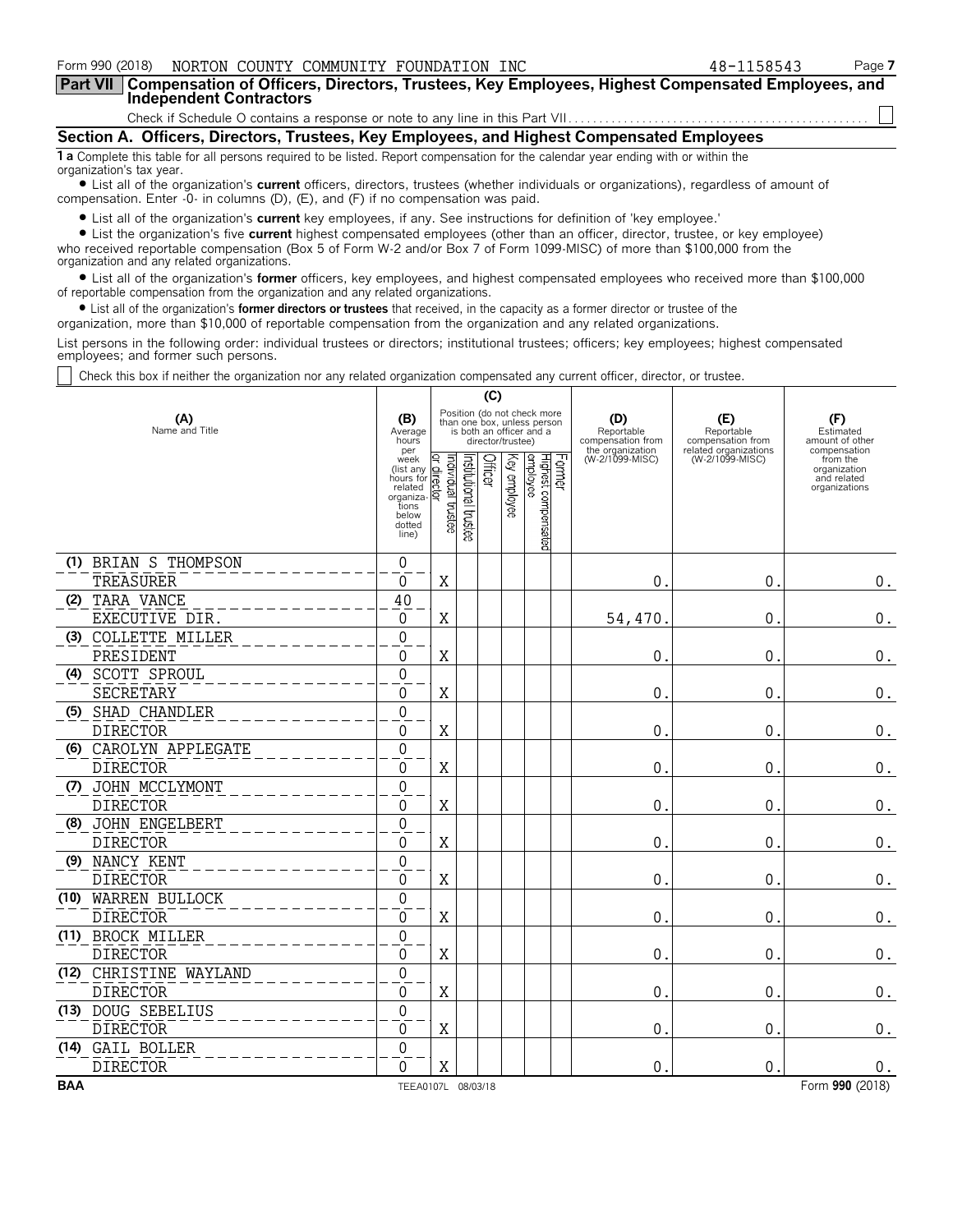Form 990 (2018) NORTON COUNTY COMMUNITY FOUNDATION INC 48-1158543

## Part VII Compensation of Officers, Directors, Trustees, Key Employees, Highest Compensated Employees, and Independent Contractors

Check if Schedule O contains a response or note to any line in this Part VII . . . . . . ☐

### Section A. Officers, Directors, Trustees, Key Employees, and Highest Compensated Employees

**1 a** Complete this table for all persons required to be listed. Report compensation for the calendar year ending with or within the organization's tax year.

- List all of the organization's **current** officers, directors, trustees (whether individuals or organizations), regardless of amount of compensation. Enter -0- in columns (D), (E), and (F) if no compensation was paid.
- List all of the organization's **current** key employees, if any. See instructions for definition of 'key employee.'
- List the organization's five **current** highest compensated employees (other than an officer, director, trustee, or key employee) who received reportable compensation (Box 5 of Form W-2 and/or Box 7 of Form 1099-MISC) of more than $100,000 from the organization and any related organizations.
- List all of the organization's **former** officers, key employees, and highest compensated employees who received more than $100,000 of reportable compensation from the organization and any related organizations.
- List all of the organization's **former directors or trustees** that received, in the capacity as a former director or trustee of the organization, more than $10,000 of reportable compensation from the organization and any related organizations.

List persons in the following order: individual trustees or directors; institutional trustees; officers; key employees; highest compensated employees; and former such persons.

☐ Check this box if neither the organization nor any related organization compensated any current officer, director, or trustee.

| (A) Name and Title | (B) Average hours per week (list any hours for related organizations below dotted line) | (C) Individual trustee or director | Institutional trustee | Officer | Key employee | Highest compensated employee | Former | (D) Reportable compensation from the organization (W-2/1099-MISC) | (E) Reportable compensation from related organizations (W-2/1099-MISC) | (F) Estimated amount of other compensation from the organization and related organizations |
|---|---|---|---|---|---|---|---|---|---|---|
| (1) BRIAN S THOMPSON<br>TREASURER | 0<br>0 | X | | | | | | 0. | 0. | 0. |
| (2) TARA VANCE<br>EXECUTIVE DIR. | 40<br>0 | X | | | | | | 54,470. | 0. | 0. |
| (3) COLLETTE MILLER<br>PRESIDENT | 0<br>0 | X | | | | | | 0. | 0. | 0. |
| (4) SCOTT SPROUL<br>SECRETARY | 0<br>0 | X | | | | | | 0. | 0. | 0. |
| (5) SHAD CHANDLER<br>DIRECTOR | 0<br>0 | X | | | | | | 0. | 0. | 0. |
| (6) CAROLYN APPLEGATE<br>DIRECTOR | 0<br>0 | X | | | | | | 0. | 0. | 0. |
| (7) JOHN MCCLYMONT<br>DIRECTOR | 0<br>0 | X | | | | | | 0. | 0. | 0. |
| (8) JOHN ENGELBERT<br>DIRECTOR | 0<br>0 | X | | | | | | 0. | 0. | 0. |
| (9) NANCY KENT<br>DIRECTOR | 0<br>0 | X | | | | | | 0. | 0. | 0. |
| (10) WARREN BULLOCK<br>DIRECTOR | 0<br>0 | X | | | | | | 0. | 0. | 0. |
| (11) BROCK MILLER<br>DIRECTOR | 0<br>0 | X | | | | | | 0. | 0. | 0. |
| (12) CHRISTINE WAYLAND<br>DIRECTOR | 0<br>0 | X | | | | | | 0. | 0. | 0. |
| (13) DOUG SEBELIUS<br>DIRECTOR | 0<br>0 | X | | | | | | 0. | 0. | 0. |
| (14) GAIL BOLLER<br>DIRECTOR | 0<br>0 | X | | | | | | 0. | 0. | 0. |

BAA TEEA0107L 08/03/18 Form **990** (2018)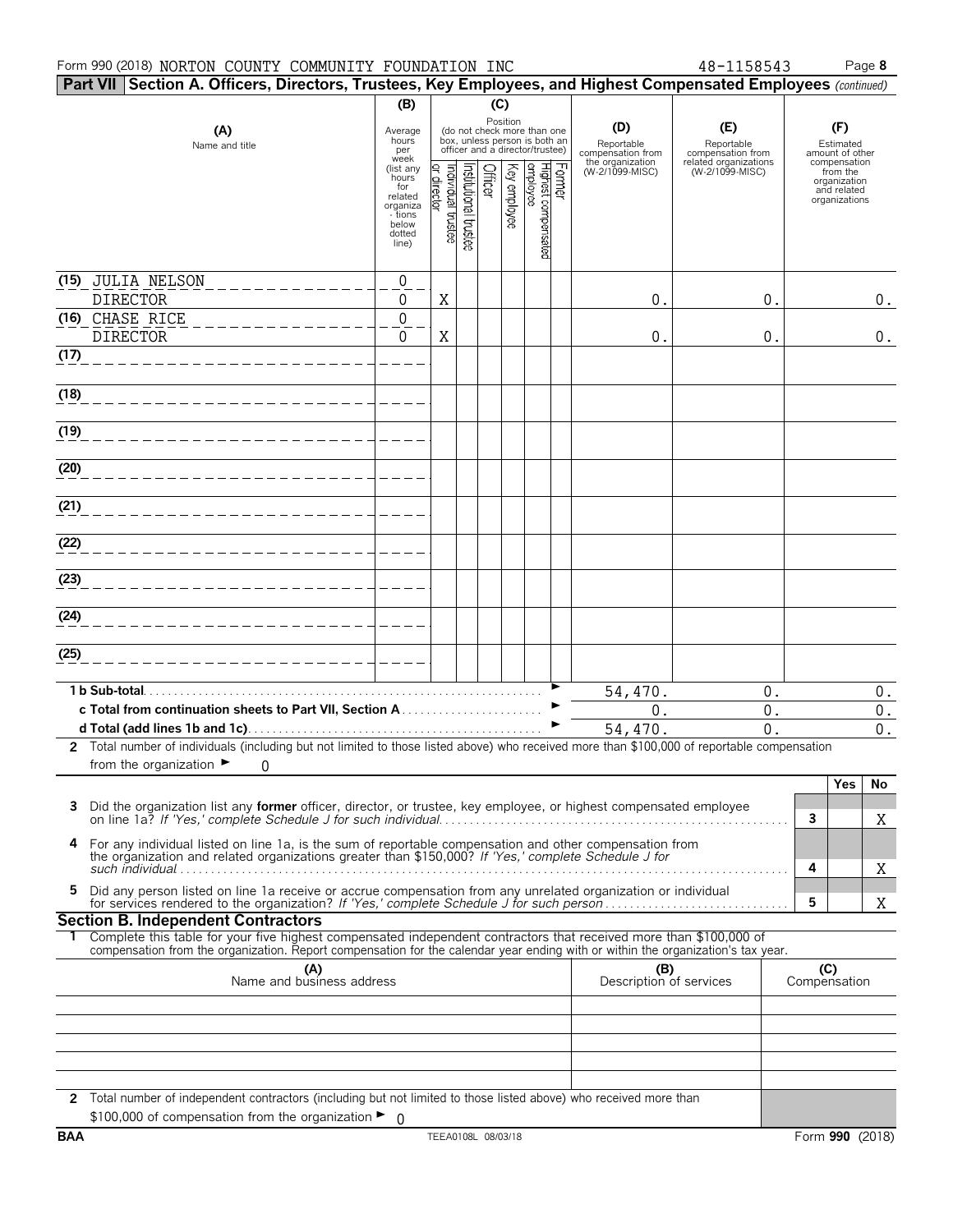Form 990 (2018) NORTON COUNTY COMMUNITY FOUNDATION INC 48-1158543

**Part VII Section A. Officers, Directors, Trustees, Key Employees, and Highest Compensated Employees** *(continued)*

| (A) Name and title | (B) Average hours per week (list any hours for related organizations below dotted line) | (C) Position: Individual trustee or director | Institutional trustee | Officer | Key employee | Highest compensated employee | Former | (D) Reportable compensation from the organization (W-2/1099-MISC) | (E) Reportable compensation from related organizations (W-2/1099-MISC) | (F) Estimated amount of other compensation from the organization and related organizations |
|---|---|---|---|---|---|---|---|---|---|---|
| (15) JULIA NELSON<br>DIRECTOR | 0<br>0 | X | | | | | | 0. | 0. | 0. |
| (16) CHASE RICE<br>DIRECTOR | 0<br>0 | X | | | | | | 0. | 0. | 0. |
| (17) | | | | | | | | | | |
| (18) | | | | | | | | | | |
| (19) | | | | | | | | | | |
| (20) | | | | | | | | | | |
| (21) | | | | | | | | | | |
| (22) | | | | | | | | | | |
| (23) | | | | | | | | | | |
| (24) | | | | | | | | | | |
| (25) | | | | | | | | | | |

| | (D) | (E) | (F) |
|---|---|---|---|
| **1 b Sub-total** | 54,470. | 0. | 0. |
| **c Total from continuation sheets to Part VII, Section A** | 0. | 0. | 0. |
| **d Total (add lines 1b and 1c)** | 54,470. | 0. | 0. |

**2** Total number of individuals (including but not limited to those listed above) who received more than $100,000 of reportable compensation from the organization ► 0

| | | | Yes | No |
|---|---|---|---|---|
| **3** | Did the organization list any **former** officer, director, or trustee, key employee, or highest compensated employee on line 1a? *If 'Yes,' complete Schedule J for such individual* | 3 | | X |
| **4** | For any individual listed on line 1a, is the sum of reportable compensation and other compensation from the organization and related organizations greater than $150,000? *If 'Yes,' complete Schedule J for such individual* | 4 | | X |
| **5** | Did any person listed on line 1a receive or accrue compensation from any unrelated organization or individual for services rendered to the organization? *If 'Yes,' complete Schedule J for such person* | 5 | | X |

**Section B. Independent Contractors**

**1** Complete this table for your five highest compensated independent contractors that received more than $100,000 of compensation from the organization. Report compensation for the calendar year ending with or within the organization's tax year.

| (A) Name and business address | (B) Description of services | (C) Compensation |
|---|---|---|
| | | |
| | | |
| | | |
| | | |
| | | |

**2** Total number of independent contractors (including but not limited to those listed above) who received more than $100,000 of compensation from the organization ► 0

BAA TEEA0108L 08/03/18 Form **990** (2018)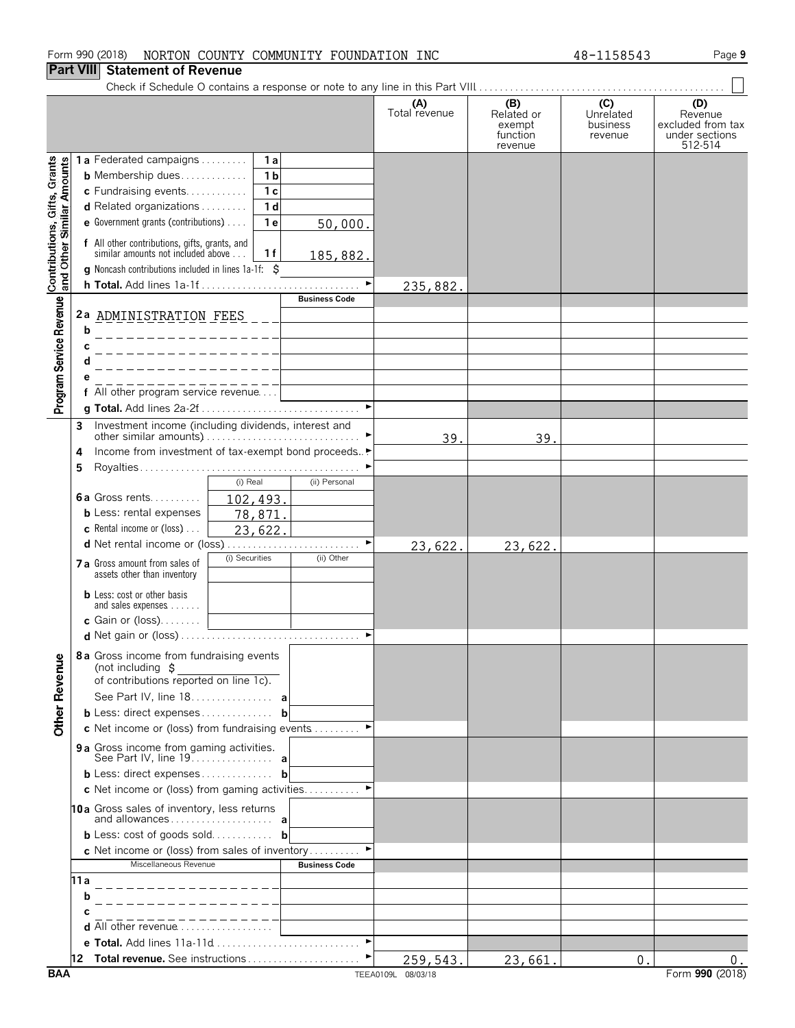Form 990 (2018) NORTON COUNTY COMMUNITY FOUNDATION INC 48-1158543 Page 9

## Part VIII Statement of Revenue

Check if Schedule O contains a response or note to any line in this Part VIII . . . . ☐

| | | | (A) Total revenue | (B) Related or exempt function revenue | (C) Unrelated business revenue | (D) Revenue excluded from tax under sections 512-514 |
|---|---|---|---|---|---|---|
| **Contributions, Gifts, Grants and Other Similar Amounts** | | | | | | |
| 1a Federated campaigns | 1a | | | | | |
| b Membership dues | 1b | | | | | |
| c Fundraising events | 1c | | | | | |
| d Related organizations | 1d | | | | | |
| e Government grants (contributions) | 1e | 50,000. | | | | |
| f All other contributions, gifts, grants, and similar amounts not included above | 1f | 185,882. | | | | |
| g Noncash contributions included in lines 1a-1f: $ | | | | | | |
| h Total. Add lines 1a-1f | | | 235,882. | | | |
| **Program Service Revenue** | | Business Code | | | | |
| 2a ADMINISTRATION FEES | | | | | | |
| b | | | | | | |
| c | | | | | | |
| d | | | | | | |
| e | | | | | | |
| f All other program service revenue | | | | | | |
| g Total. Add lines 2a-2f | | | | | | |
| 3 Investment income (including dividends, interest and other similar amounts) | | | 39. | 39. | | |
| 4 Income from investment of tax-exempt bond proceeds | | | | | | |
| 5 Royalties | | | | | | |
| | (i) Real | (ii) Personal | | | | |
| 6a Gross rents | 102,493. | | | | | |
| b Less: rental expenses | 78,871. | | | | | |
| c Rental income or (loss) | 23,622. | | | | | |
| d Net rental income or (loss) | | | 23,622. | 23,622. | | |
| | (i) Securities | (ii) Other | | | | |
| 7a Gross amount from sales of assets other than inventory | | | | | | |
| b Less: cost or other basis and sales expenses | | | | | | |
| c Gain or (loss) | | | | | | |
| d Net gain or (loss) | | | | | | |
| **Other Revenue** | | | | | | |
| 8a Gross income from fundraising events (not including $ of contributions reported on line 1c). See Part IV, line 18 | a | | | | | |
| b Less: direct expenses | b | | | | | |
| c Net income or (loss) from fundraising events | | | | | | |
| 9a Gross income from gaming activities. See Part IV, line 19 | a | | | | | |
| b Less: direct expenses | b | | | | | |
| c Net income or (loss) from gaming activities | | | | | | |
| 10a Gross sales of inventory, less returns and allowances | a | | | | | |
| b Less: cost of goods sold | b | | | | | |
| c Net income or (loss) from sales of inventory | | | | | | |
| Miscellaneous Revenue | | Business Code | | | | |
| 11a | | | | | | |
| b | | | | | | |
| c | | | | | | |
| d All other revenue | | | | | | |
| e Total. Add lines 11a-11d | | | | | | |
| 12 Total revenue. See instructions | | | 259,543. | 23,661. | 0. | 0. |

BAA TEEA0109L 08/03/18 Form 990 (2018)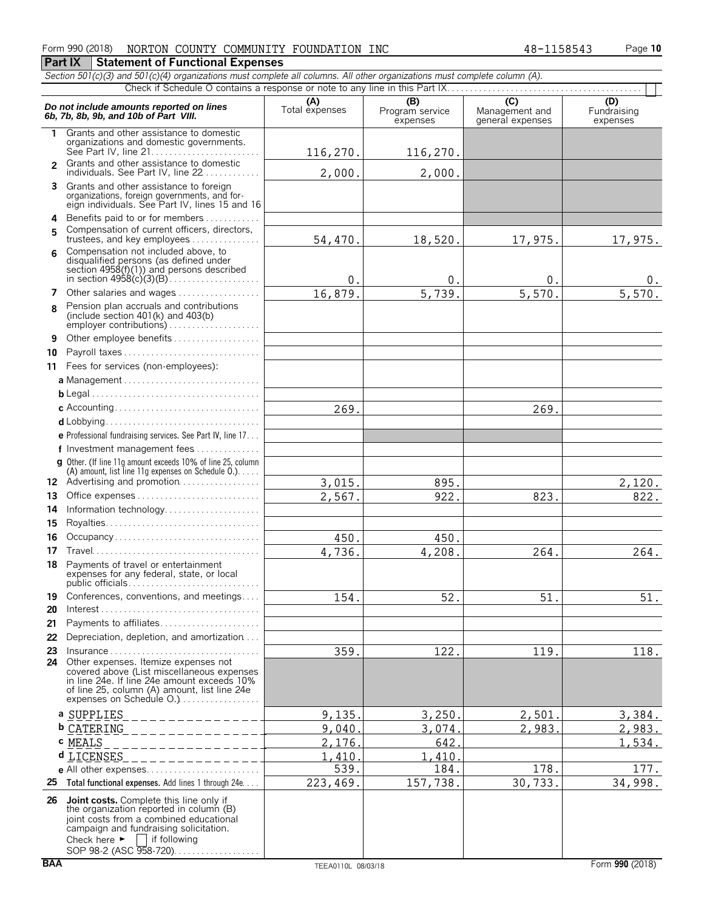Form 990 (2018) NORTON COUNTY COMMUNITY FOUNDATION INC 48-1158543 Page **10**

## Part IX Statement of Functional Expenses

*Section 501(c)(3) and 501(c)(4) organizations must complete all columns. All other organizations must complete column (A).*

Check if Schedule O contains a response or note to any line in this Part IX . . . . ☐

| ***Do not include amounts reported on lines 6b, 7b, 8b, 9b, and 10b of Part VIII.*** | (A) Total expenses | (B) Program service expenses | (C) Management and general expenses | (D) Fundraising expenses |
|---|---|---|---|---|
| **1** Grants and other assistance to domestic organizations and domestic governments. See Part IV, line 21 | 116,270. | 116,270. | | |
| **2** Grants and other assistance to domestic individuals. See Part IV, line 22 | 2,000. | 2,000. | | |
| **3** Grants and other assistance to foreign organizations, foreign governments, and foreign individuals. See Part IV, lines 15 and 16 | | | | |
| **4** Benefits paid to or for members | | | | |
| **5** Compensation of current officers, directors, trustees, and key employees | 54,470. | 18,520. | 17,975. | 17,975. |
| **6** Compensation not included above, to disqualified persons (as defined under section 4958(f)(1)) and persons described in section 4958(c)(3)(B) | 0. | 0. | 0. | 0. |
| **7** Other salaries and wages | 16,879. | 5,739. | 5,570. | 5,570. |
| **8** Pension plan accruals and contributions (include section 401(k) and 403(b) employer contributions) | | | | |
| **9** Other employee benefits | | | | |
| **10** Payroll taxes | | | | |
| **11** Fees for services (non-employees): | | | | |
| **a** Management | | | | |
| **b** Legal | | | | |
| **c** Accounting | 269. | | 269. | |
| **d** Lobbying | | | | |
| **e** Professional fundraising services. See Part IV, line 17 | | | | |
| **f** Investment management fees | | | | |
| **g** Other. (If line 11g amount exceeds 10% of line 25, column (A) amount, list line 11g expenses on Schedule O.) | | | | |
| **12** Advertising and promotion | 3,015. | 895. | | 2,120. |
| **13** Office expenses | 2,567. | 922. | 823. | 822. |
| **14** Information technology | | | | |
| **15** Royalties | | | | |
| **16** Occupancy | 450. | 450. | | |
| **17** Travel | 4,736. | 4,208. | 264. | 264. |
| **18** Payments of travel or entertainment expenses for any federal, state, or local public officials | | | | |
| **19** Conferences, conventions, and meetings | 154. | 52. | 51. | 51. |
| **20** Interest | | | | |
| **21** Payments to affiliates | | | | |
| **22** Depreciation, depletion, and amortization | | | | |
| **23** Insurance | 359. | 122. | 119. | 118. |
| **24** Other expenses. Itemize expenses not covered above (List miscellaneous expenses in line 24e. If line 24e amount exceeds 10% of line 25, column (A) amount, list line 24e expenses on Schedule O.) | | | | |
| **a** SUPPLIES | 9,135. | 3,250. | 2,501. | 3,384. |
| **b** CATERING | 9,040. | 3,074. | 2,983. | 2,983. |
| **c** MEALS | 2,176. | 642. | | 1,534. |
| **d** LICENSES | 1,410. | 1,410. | | |
| **e** All other expenses | 539. | 184. | 178. | 177. |
| **25 Total functional expenses.** Add lines 1 through 24e | 223,469. | 157,738. | 30,733. | 34,998. |
| **26 Joint costs.** Complete this line only if the organization reported in column (B) joint costs from a combined educational campaign and fundraising solicitation. Check here ► ☐ if following SOP 98-2 (ASC 958-720) | | | | |

BAA TEEA0110L 08/03/18 Form **990** (2018)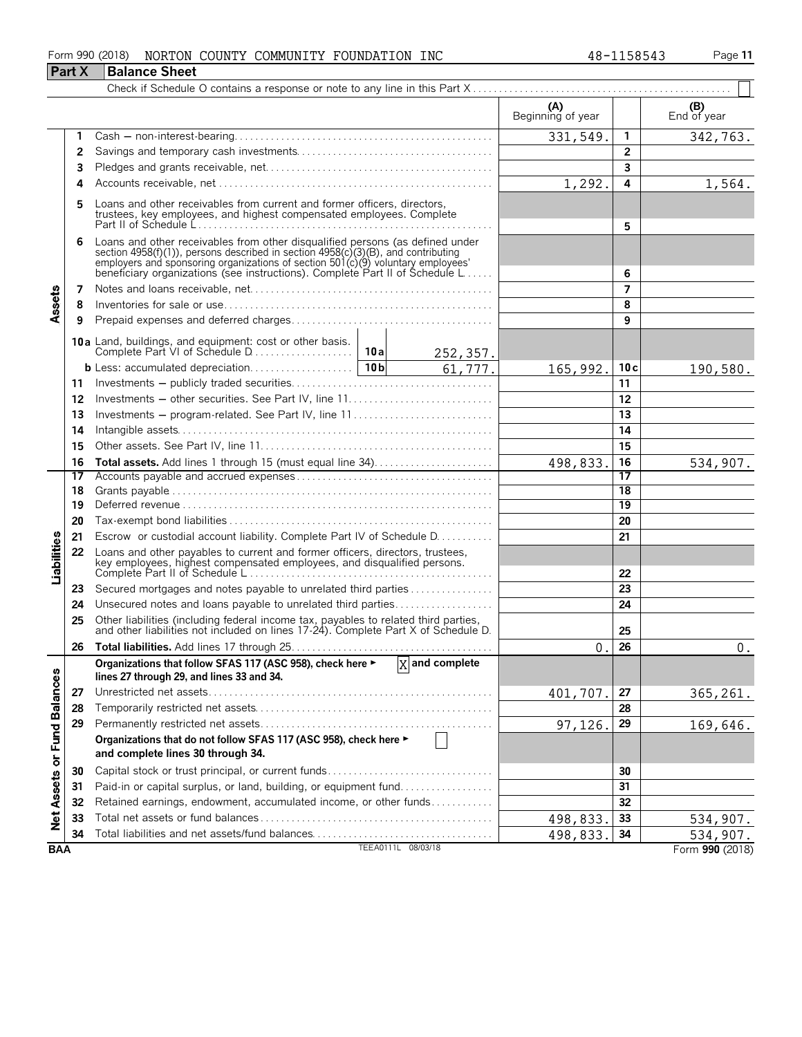Form 990 (2018) NORTON COUNTY COMMUNITY FOUNDATION INC 48-1158543

## Part X Balance Sheet

Check if Schedule O contains a response or note to any line in this Part X

| | | | (A) Beginning of year | | (B) End of year |
|---|---|---|---|---|---|
| **Assets** | 1 | Cash — non-interest-bearing | 331,549. | 1 | 342,763. |
| | 2 | Savings and temporary cash investments | | 2 | |
| | 3 | Pledges and grants receivable, net | | 3 | |
| | 4 | Accounts receivable, net | 1,292. | 4 | 1,564. |
| | 5 | Loans and other receivables from current and former officers, directors, trustees, key employees, and highest compensated employees. Complete Part II of Schedule L | | 5 | |
| | 6 | Loans and other receivables from other disqualified persons (as defined under section 4958(f)(1)), persons described in section 4958(c)(3)(B), and contributing employers and sponsoring organizations of section 501(c)(9) voluntary employees' beneficiary organizations (see instructions). Complete Part II of Schedule L | | 6 | |
| | 7 | Notes and loans receivable, net | | 7 | |
| | 8 | Inventories for sale or use | | 8 | |
| | 9 | Prepaid expenses and deferred charges | | 9 | |
| | 10a | Land, buildings, and equipment: cost or other basis. Complete Part VI of Schedule D — 10a: 252,357. | | | |
| | b | Less: accumulated depreciation — 10b: 61,777. | 165,992. | 10c | 190,580. |
| | 11 | Investments — publicly traded securities | | 11 | |
| | 12 | Investments — other securities. See Part IV, line 11 | | 12 | |
| | 13 | Investments — program-related. See Part IV, line 11 | | 13 | |
| | 14 | Intangible assets | | 14 | |
| | 15 | Other assets. See Part IV, line 11 | | 15 | |
| | 16 | **Total assets.** Add lines 1 through 15 (must equal line 34) | 498,833. | 16 | 534,907. |
| **Liabilities** | 17 | Accounts payable and accrued expenses | | 17 | |
| | 18 | Grants payable | | 18 | |
| | 19 | Deferred revenue | | 19 | |
| | 20 | Tax-exempt bond liabilities | | 20 | |
| | 21 | Escrow or custodial account liability. Complete Part IV of Schedule D | | 21 | |
| | 22 | Loans and other payables to current and former officers, directors, trustees, key employees, highest compensated employees, and disqualified persons. Complete Part II of Schedule L | | 22 | |
| | 23 | Secured mortgages and notes payable to unrelated third parties | | 23 | |
| | 24 | Unsecured notes and loans payable to unrelated third parties | | 24 | |
| | 25 | Other liabilities (including federal income tax, payables to related third parties, and other liabilities not included on lines 17-24). Complete Part X of Schedule D | | 25 | |
| | 26 | **Total liabilities.** Add lines 17 through 25 | 0. | 26 | 0. |
| **Net Assets or Fund Balances** | | **Organizations that follow SFAS 117 (ASC 958), check here ►** [X] **and complete lines 27 through 29, and lines 33 and 34.** | | | |
| | 27 | Unrestricted net assets | 401,707. | 27 | 365,261. |
| | 28 | Temporarily restricted net assets | | 28 | |
| | 29 | Permanently restricted net assets | 97,126. | 29 | 169,646. |
| | | **Organizations that do not follow SFAS 117 (ASC 958), check here ►** [ ] **and complete lines 30 through 34.** | | | |
| | 30 | Capital stock or trust principal, or current funds | | 30 | |
| | 31 | Paid-in or capital surplus, or land, building, or equipment fund | | 31 | |
| | 32 | Retained earnings, endowment, accumulated income, or other funds | | 32 | |
| | 33 | Total net assets or fund balances | 498,833. | 33 | 534,907. |
| | 34 | Total liabilities and net assets/fund balances | 498,833. | 34 | 534,907. |

BAA TEEA0111L 08/03/18 Form **990** (2018)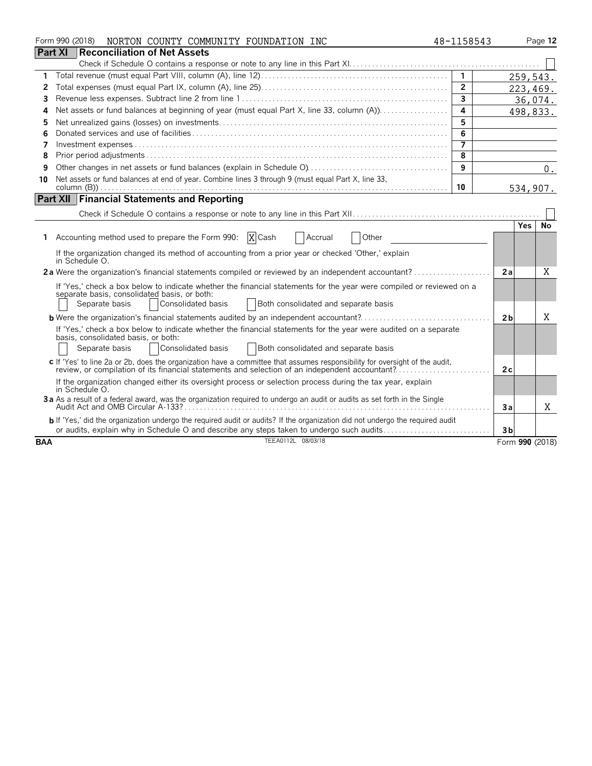Form 990 (2018) NORTON COUNTY COMMUNITY FOUNDATION INC 48-1158543

## Part XI Reconciliation of Net Assets

Check if Schedule O contains a response or note to any line in this Part XI ☐

| | | | |
|---|---|---|---|
| 1 | Total revenue (must equal Part VIII, column (A), line 12) | 1 | 259,543. |
| 2 | Total expenses (must equal Part IX, column (A), line 25) | 2 | 223,469. |
| 3 | Revenue less expenses. Subtract line 2 from line 1 | 3 | 36,074. |
| 4 | Net assets or fund balances at beginning of year (must equal Part X, line 33, column (A)) | 4 | 498,833. |
| 5 | Net unrealized gains (losses) on investments | 5 | |
| 6 | Donated services and use of facilities | 6 | |
| 7 | Investment expenses | 7 | |
| 8 | Prior period adjustments | 8 | |
| 9 | Other changes in net assets or fund balances (explain in Schedule O) | 9 | 0. |
| 10 | Net assets or fund balances at end of year. Combine lines 3 through 9 (must equal Part X, line 33, column (B)) | 10 | 534,907. |

## Part XII Financial Statements and Reporting

Check if Schedule O contains a response or note to any line in this Part XII ☐

| | | | Yes | No |
|---|---|---|---|---|
| 1 | Accounting method used to prepare the Form 990: ☒ Cash ☐ Accrual ☐ Other | | | |
| | If the organization changed its method of accounting from a prior year or checked 'Other,' explain in Schedule O. | | | |
| 2a | Were the organization's financial statements compiled or reviewed by an independent accountant? | 2a | | X |
| | If 'Yes,' check a box below to indicate whether the financial statements for the year were compiled or reviewed on a separate basis, consolidated basis, or both: ☐ Separate basis ☐ Consolidated basis ☐ Both consolidated and separate basis | | | |
| b | Were the organization's financial statements audited by an independent accountant? | 2b | | X |
| | If 'Yes,' check a box below to indicate whether the financial statements for the year were audited on a separate basis, consolidated basis, or both: ☐ Separate basis ☐ Consolidated basis ☐ Both consolidated and separate basis | | | |
| c | If 'Yes' to line 2a or 2b, does the organization have a committee that assumes responsibility for oversight of the audit, review, or compilation of its financial statements and selection of an independent accountant? | 2c | | |
| | If the organization changed either its oversight process or selection process during the tax year, explain in Schedule O. | | | |
| 3a | As a result of a federal award, was the organization required to undergo an audit or audits as set forth in the Single Audit Act and OMB Circular A-133? | 3a | | X |
| b | If 'Yes,' did the organization undergo the required audit or audits? If the organization did not undergo the required audit or audits, explain in Schedule O and describe any steps taken to undergo such audits | 3b | | |

BAA TEEA0112L 08/03/18 Form **990** (2018)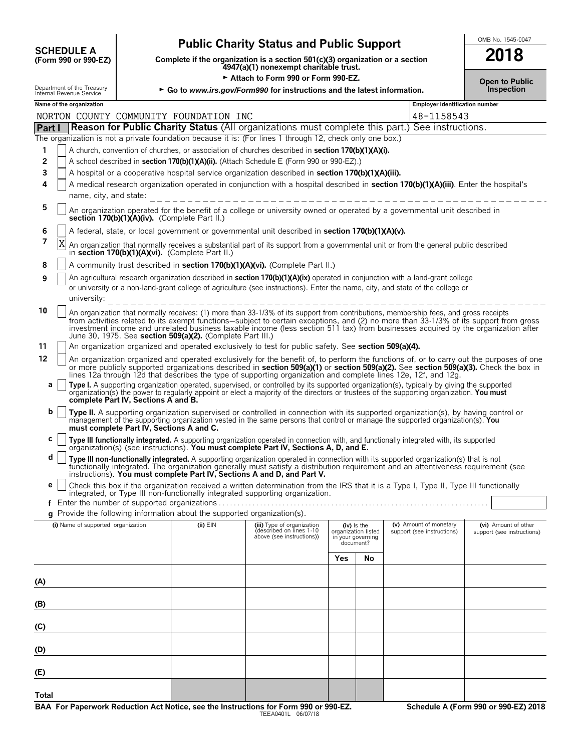**SCHEDULE A**
**(Form 990 or 990-EZ)**

Department of the Treasury
Internal Revenue Service

# Public Charity Status and Public Support

**Complete if the organization is a section 501(c)(3) organization or a section 4947(a)(1) nonexempt charitable trust.**

► **Attach to Form 990 or Form 990-EZ.**

► **Go to *www.irs.gov/Form990* for instructions and the latest information.**

OMB No. 1545-0047

**2018**

**Open to Public Inspection**

**Name of the organization:** NORTON COUNTY COMMUNITY FOUNDATION INC

**Employer identification number:** 48-1158543

## Part I — Reason for Public Charity Status (All organizations must complete this part.) See instructions.

The organization is not a private foundation because it is: (For lines 1 through 12, check only one box.)

1. [ ] A church, convention of churches, or association of churches described in **section 170(b)(1)(A)(i).**
2. [ ] A school described in **section 170(b)(1)(A)(ii).** (Attach Schedule E (Form 990 or 990-EZ).)
3. [ ] A hospital or a cooperative hospital service organization described in **section 170(b)(1)(A)(iii).**
4. [ ] A medical research organization operated in conjunction with a hospital described in **section 170(b)(1)(A)(iii)**. Enter the hospital's name, city, and state:
5. [ ] An organization operated for the benefit of a college or university owned or operated by a governmental unit described in **section 170(b)(1)(A)(iv).** (Complete Part II.)
6. [ ] A federal, state, or local government or governmental unit described in **section 170(b)(1)(A)(v).**
7. [X] An organization that normally receives a substantial part of its support from a governmental unit or from the general public described in **section 170(b)(1)(A)(vi).** (Complete Part II.)
8. [ ] A community trust described in **section 170(b)(1)(A)(vi).** (Complete Part II.)
9. [ ] An agricultural research organization described in **section 170(b)(1)(A)(ix)** operated in conjunction with a land-grant college or university or a non-land-grant college of agriculture (see instructions). Enter the name, city, and state of the college or university:
10. [ ] An organization that normally receives: (1) more than 33-1/3% of its support from contributions, membership fees, and gross receipts from activities related to its exempt functions—subject to certain exceptions, and (2) no more than 33-1/3% of its support from gross investment income and unrelated business taxable income (less section 511 tax) from businesses acquired by the organization after June 30, 1975. See **section 509(a)(2).** (Complete Part III.)
11. [ ] An organization organized and operated exclusively to test for public safety. See **section 509(a)(4).**
12. [ ] An organization organized and operated exclusively for the benefit of, to perform the functions of, or to carry out the purposes of one or more publicly supported organizations described in **section 509(a)(1)** or **section 509(a)(2).** See **section 509(a)(3).** Check the box in lines 12a through 12d that describes the type of supporting organization and complete lines 12e, 12f, and 12g.
   - **a** [ ] **Type I.** A supporting organization operated, supervised, or controlled by its supported organization(s), typically by giving the supported organization(s) the power to regularly appoint or elect a majority of the directors or trustees of the supporting organization. **You must complete Part IV, Sections A and B.**
   - **b** [ ] **Type II.** A supporting organization supervised or controlled in connection with its supported organization(s), by having control or management of the supporting organization vested in the same persons that control or manage the supported organization(s). **You must complete Part IV, Sections A and C.**
   - **c** [ ] **Type III functionally integrated.** A supporting organization operated in connection with, and functionally integrated with, its supported organization(s) (see instructions). **You must complete Part IV, Sections A, D, and E.**
   - **d** [ ] **Type III non-functionally integrated.** A supporting organization operated in connection with its supported organization(s) that is not functionally integrated. The organization generally must satisfy a distribution requirement and an attentiveness requirement (see instructions). **You must complete Part IV, Sections A and D, and Part V.**
   - **e** [ ] Check this box if the organization received a written determination from the IRS that it is a Type I, Type II, Type III functionally integrated, or Type III non-functionally integrated supporting organization.
   - **f** Enter the number of supported organizations
   - **g** Provide the following information about the supported organization(s).

| | (i) Name of supported organization | (ii) EIN | (iii) Type of organization (described on lines 1-10 above (see instructions)) | (iv) Is the organization listed in your governing document? Yes | No | (v) Amount of monetary support (see instructions) | (vi) Amount of other support (see instructions) |
|---|---|---|---|---|---|---|---|
| (A) | | | | | | | |
| (B) | | | | | | | |
| (C) | | | | | | | |
| (D) | | | | | | | |
| (E) | | | | | | | |
| Total | | | | | | | |

**BAA For Paperwork Reduction Act Notice, see the Instructions for Form 990 or 990-EZ.**
TEEA0401L 06/07/18
**Schedule A (Form 990 or 990-EZ) 2018**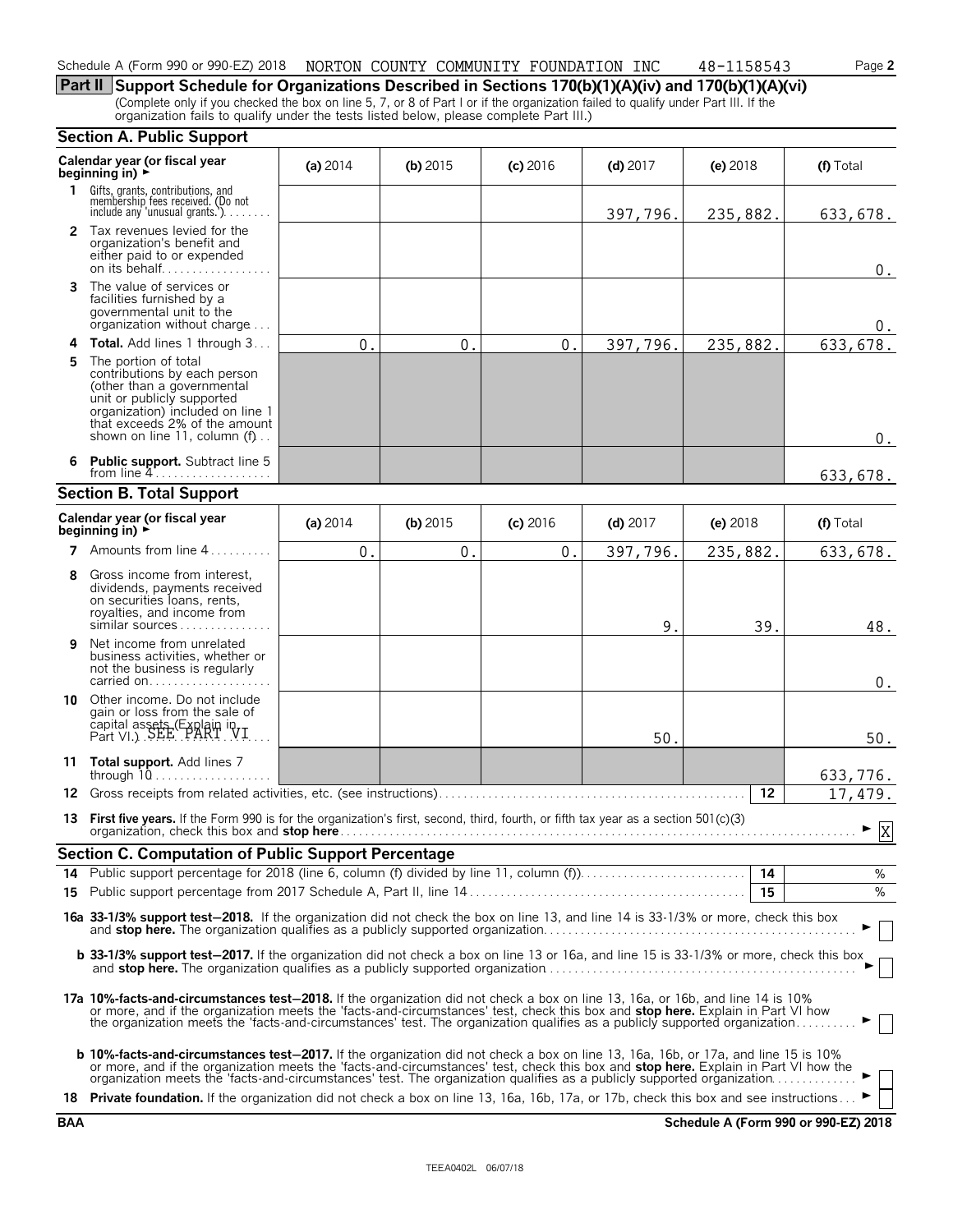Schedule A (Form 990 or 990-EZ) 2018 NORTON COUNTY COMMUNITY FOUNDATION INC 48-1158543 Page **2**

## Part II Support Schedule for Organizations Described in Sections 170(b)(1)(A)(iv) and 170(b)(1)(A)(vi)

(Complete only if you checked the box on line 5, 7, or 8 of Part I or if the organization failed to qualify under Part III. If the organization fails to qualify under the tests listed below, please complete Part III.)

### Section A. Public Support

| Calendar year (or fiscal year beginning in) ► | (a) 2014 | (b) 2015 | (c) 2016 | (d) 2017 | (e) 2018 | (f) Total |
|---|---|---|---|---|---|---|
| **1** Gifts, grants, contributions, and membership fees received. (Do not include any 'unusual grants.') | | | | 397,796. | 235,882. | 633,678. |
| **2** Tax revenues levied for the organization's benefit and either paid to or expended on its behalf | | | | | | 0. |
| **3** The value of services or facilities furnished by a governmental unit to the organization without charge | | | | | | 0. |
| **4 Total.** Add lines 1 through 3 | 0. | 0. | 0. | 397,796. | 235,882. | 633,678. |
| **5** The portion of total contributions by each person (other than a governmental unit or publicly supported organization) included on line 1 that exceeds 2% of the amount shown on line 11, column (f) | | | | | | 0. |
| **6 Public support.** Subtract line 5 from line 4 | | | | | | 633,678. |

### Section B. Total Support

| Calendar year (or fiscal year beginning in) ► | (a) 2014 | (b) 2015 | (c) 2016 | (d) 2017 | (e) 2018 | (f) Total |
|---|---|---|---|---|---|---|
| **7** Amounts from line 4 | 0. | 0. | 0. | 397,796. | 235,882. | 633,678. |
| **8** Gross income from interest, dividends, payments received on securities loans, rents, royalties, and income from similar sources | | | | 9. | 39. | 48. |
| **9** Net income from unrelated business activities, whether or not the business is regularly carried on | | | | | | 0. |
| **10** Other income. Do not include gain or loss from the sale of capital assets (Explain in Part VI.) SEE PART VI | | | | 50. | | 50. |
| **11 Total support.** Add lines 7 through 10 | | | | | | 633,776. |
| **12** Gross receipts from related activities, etc. (see instructions) | | | | | 12 | 17,479. |

**13 First five years.** If the Form 990 is for the organization's first, second, third, fourth, or fifth tax year as a section 501(c)(3) organization, check this box and **stop here** ► [X]

### Section C. Computation of Public Support Percentage

| | | | |
|---|---|---|---|
| **14** | Public support percentage for 2018 (line 6, column (f) divided by line 11, column (f)) | 14 | % |
| **15** | Public support percentage from 2017 Schedule A, Part II, line 14 | 15 | % |

**16a 33-1/3% support test–2018.** If the organization did not check the box on line 13, and line 14 is 33-1/3% or more, check this box and **stop here.** The organization qualifies as a publicly supported organization ► [ ]

**b 33-1/3% support test–2017.** If the organization did not check a box on line 13 or 16a, and line 15 is 33-1/3% or more, check this box and **stop here.** The organization qualifies as a publicly supported organization ► [ ]

**17a 10%-facts-and-circumstances test–2018.** If the organization did not check a box on line 13, 16a, or 16b, and line 14 is 10% or more, and if the organization meets the 'facts-and-circumstances' test, check this box and **stop here.** Explain in Part VI how the organization meets the 'facts-and-circumstances' test. The organization qualifies as a publicly supported organization ► [ ]

**b 10%-facts-and-circumstances test–2017.** If the organization did not check a box on line 13, 16a, 16b, or 17a, and line 15 is 10% or more, and if the organization meets the 'facts-and-circumstances' test, check this box and **stop here.** Explain in Part VI how the organization meets the 'facts-and-circumstances' test. The organization qualifies as a publicly supported organization ► [ ]

**18 Private foundation.** If the organization did not check a box on line 13, 16a, 16b, 17a, or 17b, check this box and see instructions ► [ ]

BAA **Schedule A (Form 990 or 990-EZ) 2018**

TEEA0402L 06/07/18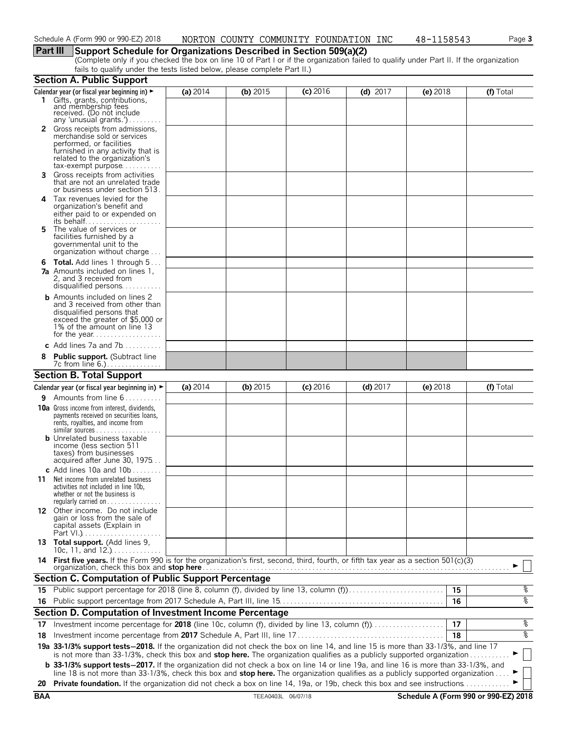Schedule A (Form 990 or 990-EZ) 2018 NORTON COUNTY COMMUNITY FOUNDATION INC 48-1158543 Page 3

## Part III Support Schedule for Organizations Described in Section 509(a)(2)

(Complete only if you checked the box on line 10 of Part I or if the organization failed to qualify under Part II. If the organization fails to qualify under the tests listed below, please complete Part II.)

### Section A. Public Support

| Calendar year (or fiscal year beginning in) ► | (a) 2014 | (b) 2015 | (c) 2016 | (d) 2017 | (e) 2018 | (f) Total |
|---|---|---|---|---|---|---|
| **1** Gifts, grants, contributions, and membership fees received. (Do not include any 'unusual grants.') | | | | | | |
| **2** Gross receipts from admissions, merchandise sold or services performed, or facilities furnished in any activity that is related to the organization's tax-exempt purpose | | | | | | |
| **3** Gross receipts from activities that are not an unrelated trade or business under section 513 | | | | | | |
| **4** Tax revenues levied for the organization's benefit and either paid to or expended on its behalf | | | | | | |
| **5** The value of services or facilities furnished by a governmental unit to the organization without charge | | | | | | |
| **6 Total.** Add lines 1 through 5 | | | | | | |
| **7a** Amounts included on lines 1, 2, and 3 received from disqualified persons | | | | | | |
| **b** Amounts included on lines 2 and 3 received from other than disqualified persons that exceed the greater of \$5,000 or 1% of the amount on line 13 for the year | | | | | | |
| **c** Add lines 7a and 7b | | | | | | |
| **8 Public support.** (Subtract line 7c from line 6.) | | | | | | |

### Section B. Total Support

| Calendar year (or fiscal year beginning in) ► | (a) 2014 | (b) 2015 | (c) 2016 | (d) 2017 | (e) 2018 | (f) Total |
|---|---|---|---|---|---|---|
| **9** Amounts from line 6 | | | | | | |
| **10a** Gross income from interest, dividends, payments received on securities loans, rents, royalties, and income from similar sources | | | | | | |
| **b** Unrelated business taxable income (less section 511 taxes) from businesses acquired after June 30, 1975 | | | | | | |
| **c** Add lines 10a and 10b | | | | | | |
| **11** Net income from unrelated business activities not included in line 10b, whether or not the business is regularly carried on | | | | | | |
| **12** Other income. Do not include gain or loss from the sale of capital assets (Explain in Part VI.) | | | | | | |
| **13 Total support.** (Add lines 9, 10c, 11, and 12.) | | | | | | |

**14 First five years.** If the Form 990 is for the organization's first, second, third, fourth, or fifth tax year as a section 501(c)(3) organization, check this box and **stop here** ► ☐

### Section C. Computation of Public Support Percentage

| | | | |
|---|---|---|---|
| **15** | Public support percentage for 2018 (line 8, column (f), divided by line 13, column (f)) | 15 | % |
| **16** | Public support percentage from 2017 Schedule A, Part III, line 15 | 16 | % |

### Section D. Computation of Investment Income Percentage

| | | | |
|---|---|---|---|
| **17** | Investment income percentage for **2018** (line 10c, column (f), divided by line 13, column (f)) | 17 | % |
| **18** | Investment income percentage from **2017** Schedule A, Part III, line 17 | 18 | % |

**19a 33-1/3% support tests – 2018.** If the organization did not check the box on line 14, and line 15 is more than 33-1/3%, and line 17 is not more than 33-1/3%, check this box and **stop here.** The organization qualifies as a publicly supported organization ► ☐

**b 33-1/3% support tests – 2017.** If the organization did not check a box on line 14 or line 19a, and line 16 is more than 33-1/3%, and line 18 is not more than 33-1/3%, check this box and **stop here.** The organization qualifies as a publicly supported organization ► ☐

**20 Private foundation.** If the organization did not check a box on line 14, 19a, or 19b, check this box and see instructions ► ☐

BAA TEEA0403L 06/07/18 **Schedule A (Form 990 or 990-EZ) 2018**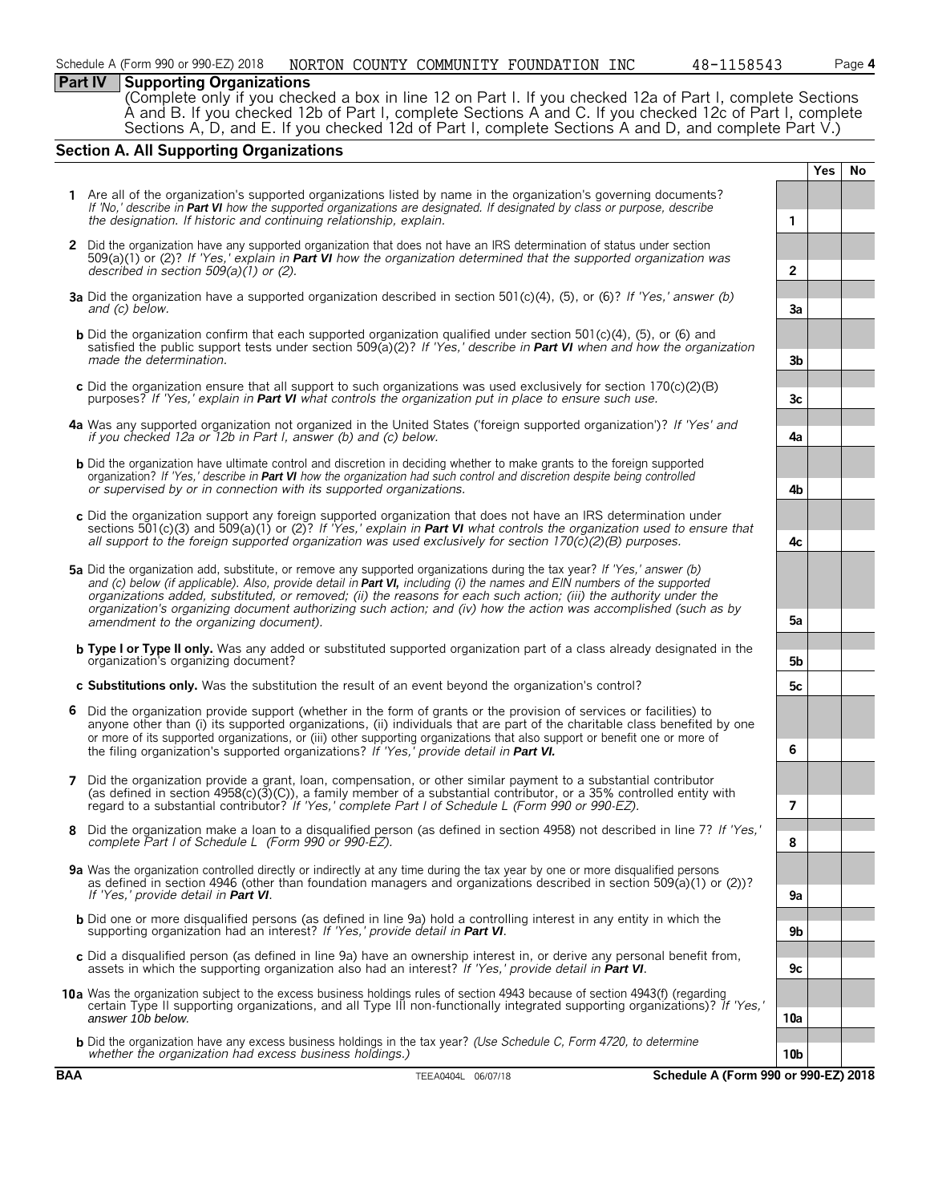## Part IV Supporting Organizations

(Complete only if you checked a box in line 12 on Part I. If you checked 12a of Part I, complete Sections A and B. If you checked 12b of Part I, complete Sections A and C. If you checked 12c of Part I, complete Sections A, D, and E. If you checked 12d of Part I, complete Sections A and D, and complete Part V.)

### Section A. All Supporting Organizations

| | | | Yes | No |
|---|---|---|---|---|
| **1** | Are all of the organization's supported organizations listed by name in the organization's governing documents? *If 'No,' describe in **Part VI** how the supported organizations are designated. If designated by class or purpose, describe the designation. If historic and continuing relationship, explain.* | 1 | | |
| **2** | Did the organization have any supported organization that does not have an IRS determination of status under section 509(a)(1) or (2)? *If 'Yes,' explain in **Part VI** how the organization determined that the supported organization was described in section 509(a)(1) or (2).* | 2 | | |
| **3a** | Did the organization have a supported organization described in section 501(c)(4), (5), or (6)? *If 'Yes,' answer (b) and (c) below.* | 3a | | |
| **b** | Did the organization confirm that each supported organization qualified under section 501(c)(4), (5), or (6) and satisfied the public support tests under section 509(a)(2)? *If 'Yes,' describe in **Part VI** when and how the organization made the determination.* | 3b | | |
| **c** | Did the organization ensure that all support to such organizations was used exclusively for section 170(c)(2)(B) purposes? *If 'Yes,' explain in **Part VI** what controls the organization put in place to ensure such use.* | 3c | | |
| **4a** | Was any supported organization not organized in the United States ('foreign supported organization')? *If 'Yes' and if you checked 12a or 12b in Part I, answer (b) and (c) below.* | 4a | | |
| **b** | Did the organization have ultimate control and discretion in deciding whether to make grants to the foreign supported organization? *If 'Yes,' describe in **Part VI** how the organization had such control and discretion despite being controlled or supervised by or in connection with its supported organizations.* | 4b | | |
| **c** | Did the organization support any foreign supported organization that does not have an IRS determination under sections 501(c)(3) and 509(a)(1) or (2)? *If 'Yes,' explain in **Part VI** what controls the organization used to ensure that all support to the foreign supported organization was used exclusively for section 170(c)(2)(B) purposes.* | 4c | | |
| **5a** | Did the organization add, substitute, or remove any supported organizations during the tax year? *If 'Yes,' answer (b) and (c) below (if applicable). Also, provide detail in **Part VI,** including (i) the names and EIN numbers of the supported organizations added, substituted, or removed; (ii) the reasons for each such action; (iii) the authority under the organization's organizing document authorizing such action; and (iv) how the action was accomplished (such as by amendment to the organizing document).* | 5a | | |
| **b** | **Type I or Type II only.** Was any added or substituted supported organization part of a class already designated in the organization's organizing document? | 5b | | |
| **c** | **Substitutions only.** Was the substitution the result of an event beyond the organization's control? | 5c | | |
| **6** | Did the organization provide support (whether in the form of grants or the provision of services or facilities) to anyone other than (i) its supported organizations, (ii) individuals that are part of the charitable class benefited by one or more of its supported organizations, or (iii) other supporting organizations that also support or benefit one or more of the filing organization's supported organizations? *If 'Yes,' provide detail in **Part VI.*** | 6 | | |
| **7** | Did the organization provide a grant, loan, compensation, or other similar payment to a substantial contributor (as defined in section 4958(c)(3)(C)), a family member of a substantial contributor, or a 35% controlled entity with regard to a substantial contributor? *If 'Yes,' complete Part I of Schedule L (Form 990 or 990-EZ).* | 7 | | |
| **8** | Did the organization make a loan to a disqualified person (as defined in section 4958) not described in line 7? *If 'Yes,' complete Part I of Schedule L (Form 990 or 990-EZ).* | 8 | | |
| **9a** | Was the organization controlled directly or indirectly at any time during the tax year by one or more disqualified persons as defined in section 4946 (other than foundation managers and organizations described in section 509(a)(1) or (2))? *If 'Yes,' provide detail in **Part VI**.* | 9a | | |
| **b** | Did one or more disqualified persons (as defined in line 9a) hold a controlling interest in any entity in which the supporting organization had an interest? *If 'Yes,' provide detail in **Part VI**.* | 9b | | |
| **c** | Did a disqualified person (as defined in line 9a) have an ownership interest in, or derive any personal benefit from, assets in which the supporting organization also had an interest? *If 'Yes,' provide detail in **Part VI**.* | 9c | | |
| **10a** | Was the organization subject to the excess business holdings rules of section 4943 because of section 4943(f) (regarding certain Type II supporting organizations, and all Type III non-functionally integrated supporting organizations)? *If 'Yes,' answer 10b below.* | 10a | | |
| **b** | Did the organization have any excess business holdings in the tax year? *(Use Schedule C, Form 4720, to determine whether the organization had excess business holdings.)* | 10b | | |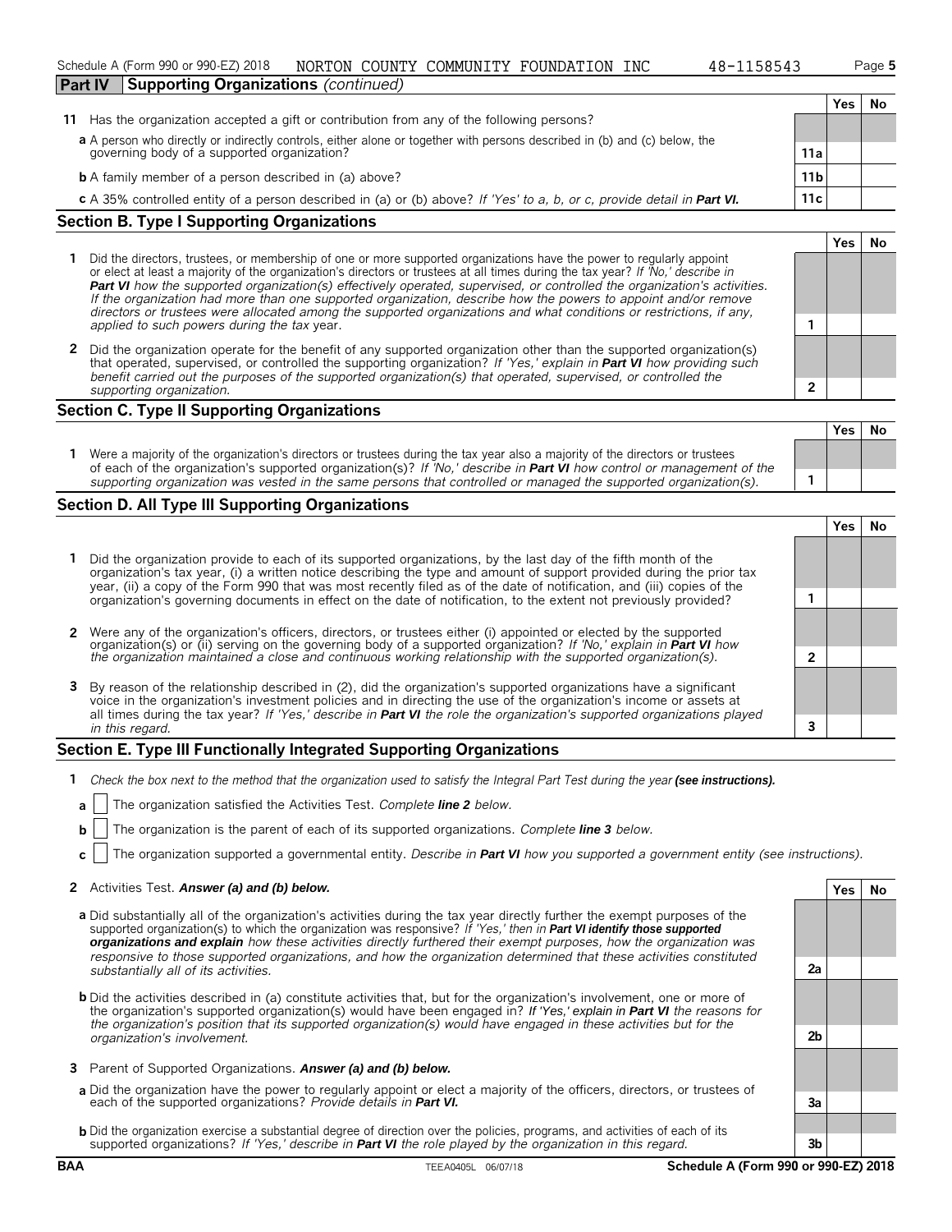## Part IV Supporting Organizations *(continued)*

| | | | Yes | No |
|---|---|---|---|---|
| **11** | Has the organization accepted a gift or contribution from any of the following persons? | | | |
| **a** | A person who directly or indirectly controls, either alone or together with persons described in (b) and (c) below, the governing body of a supported organization? | **11a** | | |
| **b** | A family member of a person described in (a) above? | **11b** | | |
| **c** | A 35% controlled entity of a person described in (a) or (b) above? *If 'Yes' to a, b, or c, provide detail in* ***Part VI.*** | **11c** | | |

## Section B. Type I Supporting Organizations

| | | | Yes | No |
|---|---|---|---|---|
| **1** | Did the directors, trustees, or membership of one or more supported organizations have the power to regularly appoint or elect at least a majority of the organization's directors or trustees at all times during the tax year? *If 'No,' describe in* ***Part VI*** *how the supported organization(s) effectively operated, supervised, or controlled the organization's activities. If the organization had more than one supported organization, describe how the powers to appoint and/or remove directors or trustees were allocated among the supported organizations and what conditions or restrictions, if any, applied to such powers during the tax* year. | **1** | | |
| **2** | Did the organization operate for the benefit of any supported organization other than the supported organization(s) that operated, supervised, or controlled the supporting organization? *If 'Yes,' explain in* ***Part VI*** *how providing such benefit carried out the purposes of the supported organization(s) that operated, supervised, or controlled the supporting organization.* | **2** | | |

## Section C. Type II Supporting Organizations

| | | | Yes | No |
|---|---|---|---|---|
| **1** | Were a majority of the organization's directors or trustees during the tax year also a majority of the directors or trustees of each of the organization's supported organization(s)? *If 'No,' describe in* ***Part VI*** *how control or management of the supporting organization was vested in the same persons that controlled or managed the supported organization(s).* | **1** | | |

## Section D. All Type III Supporting Organizations

| | | | Yes | No |
|---|---|---|---|---|
| **1** | Did the organization provide to each of its supported organizations, by the last day of the fifth month of the organization's tax year, (i) a written notice describing the type and amount of support provided during the prior tax year, (ii) a copy of the Form 990 that was most recently filed as of the date of notification, and (iii) copies of the organization's governing documents in effect on the date of notification, to the extent not previously provided? | **1** | | |
| **2** | Were any of the organization's officers, directors, or trustees either (i) appointed or elected by the supported organization(s) or (ii) serving on the governing body of a supported organization? *If 'No,' explain in* ***Part VI*** *how the organization maintained a close and continuous working relationship with the supported organization(s).* | **2** | | |
| **3** | By reason of the relationship described in (2), did the organization's supported organizations have a significant voice in the organization's investment policies and in directing the use of the organization's income or assets at all times during the tax year? *If 'Yes,' describe in* ***Part VI*** *the role the organization's supported organizations played in this regard.* | **3** | | |

## Section E. Type III Functionally Integrated Supporting Organizations

**1** *Check the box next to the method that the organization used to satisfy the Integral Part Test during the year* ***(see instructions).***

**a** ☐ The organization satisfied the Activities Test. *Complete* ***line 2*** *below.*

**b** ☐ The organization is the parent of each of its supported organizations. *Complete* ***line 3*** *below.*

**c** ☐ The organization supported a governmental entity. *Describe in* ***Part VI*** *how you supported a government entity (see instructions).*

| | | | Yes | No |
|---|---|---|---|---|
| **2** | Activities Test. ***Answer (a) and (b) below.*** | | | |
| **a** | Did substantially all of the organization's activities during the tax year directly further the exempt purposes of the supported organization(s) to which the organization was responsive? *If 'Yes,' then in* ***Part VI identify those supported organizations and explain*** *how these activities directly furthered their exempt purposes, how the organization was responsive to those supported organizations, and how the organization determined that these activities constituted substantially all of its activities.* | **2a** | | |
| **b** | Did the activities described in (a) constitute activities that, but for the organization's involvement, one or more of the organization's supported organization(s) would have been engaged in? ***If 'Yes,' explain in Part VI*** *the reasons for the organization's position that its supported organization(s) would have engaged in these activities but for the organization's involvement.* | **2b** | | |
| **3** | Parent of Supported Organizations. ***Answer (a) and (b) below.*** | | | |
| **a** | Did the organization have the power to regularly appoint or elect a majority of the officers, directors, or trustees of each of the supported organizations? *Provide details in* ***Part VI.*** | **3a** | | |
| **b** | Did the organization exercise a substantial degree of direction over the policies, programs, and activities of each of its supported organizations? *If 'Yes,' describe in* ***Part VI*** *the role played by the organization in this regard.* | **3b** | | |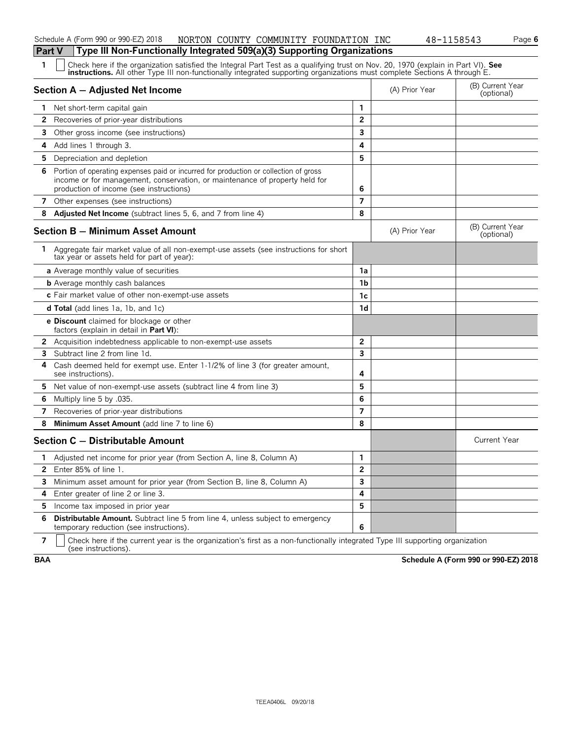## Part V Type III Non-Functionally Integrated 509(a)(3) Supporting Organizations

**1** ☐ Check here if the organization satisfied the Integral Part Test as a qualifying trust on Nov. 20, 1970 (explain in Part VI). **See instructions.** All other Type III non-functionally integrated supporting organizations must complete Sections A through E.

| Section A — Adjusted Net Income | | (A) Prior Year | (B) Current Year (optional) |
|---|---|---|---|
| 1 Net short-term capital gain | 1 | | |
| 2 Recoveries of prior-year distributions | 2 | | |
| 3 Other gross income (see instructions) | 3 | | |
| 4 Add lines 1 through 3. | 4 | | |
| 5 Depreciation and depletion | 5 | | |
| 6 Portion of operating expenses paid or incurred for production or collection of gross income or for management, conservation, or maintenance of property held for production of income (see instructions) | 6 | | |
| 7 Other expenses (see instructions) | 7 | | |
| 8 **Adjusted Net Income** (subtract lines 5, 6, and 7 from line 4) | 8 | | |

| Section B — Minimum Asset Amount | | (A) Prior Year | (B) Current Year (optional) |
|---|---|---|---|
| 1 Aggregate fair market value of all non-exempt-use assets (see instructions for short tax year or assets held for part of year): | | | |
| a Average monthly value of securities | 1a | | |
| b Average monthly cash balances | 1b | | |
| c Fair market value of other non-exempt-use assets | 1c | | |
| d **Total** (add lines 1a, 1b, and 1c) | 1d | | |
| e **Discount** claimed for blockage or other factors (explain in detail in **Part VI**): | | | |
| 2 Acquisition indebtedness applicable to non-exempt-use assets | 2 | | |
| 3 Subtract line 2 from line 1d. | 3 | | |
| 4 Cash deemed held for exempt use. Enter 1-1/2% of line 3 (for greater amount, see instructions). | 4 | | |
| 5 Net value of non-exempt-use assets (subtract line 4 from line 3) | 5 | | |
| 6 Multiply line 5 by .035. | 6 | | |
| 7 Recoveries of prior-year distributions | 7 | | |
| 8 **Minimum Asset Amount** (add line 7 to line 6) | 8 | | |

| Section C — Distributable Amount | | | Current Year |
|---|---|---|---|
| 1 Adjusted net income for prior year (from Section A, line 8, Column A) | 1 | | |
| 2 Enter 85% of line 1. | 2 | | |
| 3 Minimum asset amount for prior year (from Section B, line 8, Column A) | 3 | | |
| 4 Enter greater of line 2 or line 3. | 4 | | |
| 5 Income tax imposed in prior year | 5 | | |
| 6 **Distributable Amount.** Subtract line 5 from line 4, unless subject to emergency temporary reduction (see instructions). | 6 | | |

**7** ☐ Check here if the current year is the organization's first as a non-functionally integrated Type III supporting organization (see instructions).

**BAA** **Schedule A (Form 990 or 990-EZ) 2018**

TEEA0406L 09/20/18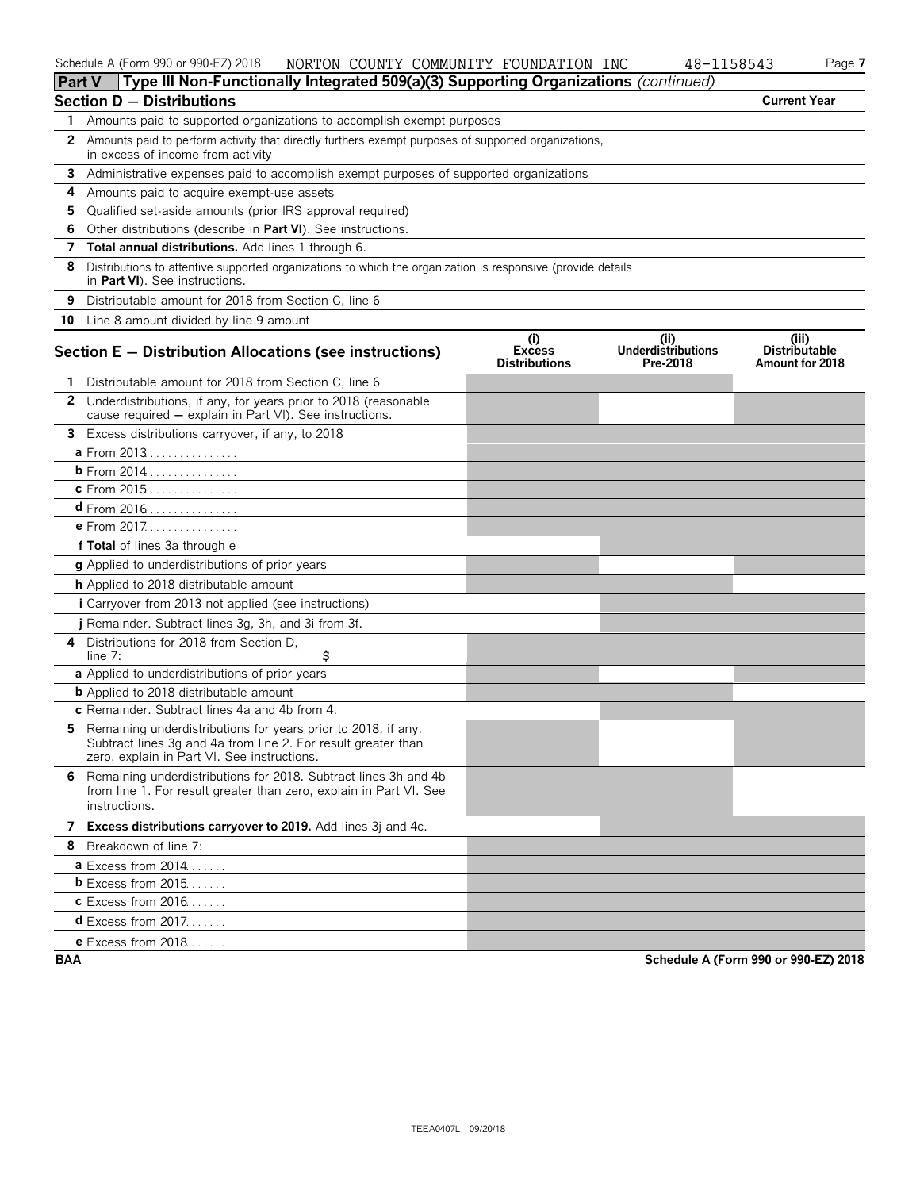Schedule A (Form 990 or 990-EZ) 2018 NORTON COUNTY COMMUNITY FOUNDATION INC 48-1158543

## Part V Type III Non-Functionally Integrated 509(a)(3) Supporting Organizations *(continued)*

| Section D – Distributions | Current Year |
|---|---|
| 1 Amounts paid to supported organizations to accomplish exempt purposes | |
| 2 Amounts paid to perform activity that directly furthers exempt purposes of supported organizations, in excess of income from activity | |
| 3 Administrative expenses paid to accomplish exempt purposes of supported organizations | |
| 4 Amounts paid to acquire exempt-use assets | |
| 5 Qualified set-aside amounts (prior IRS approval required) | |
| 6 Other distributions (describe in **Part VI**). See instructions. | |
| 7 **Total annual distributions.** Add lines 1 through 6. | |
| 8 Distributions to attentive supported organizations to which the organization is responsive (provide details in **Part VI**). See instructions. | |
| 9 Distributable amount for 2018 from Section C, line 6 | |
| 10 Line 8 amount divided by line 9 amount | |

| Section E – Distribution Allocations (see instructions) | (i) Excess Distributions | (ii) Underdistributions Pre-2018 | (iii) Distributable Amount for 2018 |
|---|---|---|---|
| 1 Distributable amount for 2018 from Section C, line 6 | | | |
| 2 Underdistributions, if any, for years prior to 2018 (reasonable cause required – explain in Part VI). See instructions. | | | |
| 3 Excess distributions carryover, if any, to 2018 | | | |
| a From 2013 | | | |
| b From 2014 | | | |
| c From 2015 | | | |
| d From 2016 | | | |
| e From 2017 | | | |
| f **Total** of lines 3a through e | | | |
| g Applied to underdistributions of prior years | | | |
| h Applied to 2018 distributable amount | | | |
| i Carryover from 2013 not applied (see instructions) | | | |
| j Remainder. Subtract lines 3g, 3h, and 3i from 3f. | | | |
| 4 Distributions for 2018 from Section D, line 7: $ | | | |
| a Applied to underdistributions of prior years | | | |
| b Applied to 2018 distributable amount | | | |
| c Remainder. Subtract lines 4a and 4b from 4. | | | |
| 5 Remaining underdistributions for years prior to 2018, if any. Subtract lines 3g and 4a from line 2. For result greater than zero, explain in Part VI. See instructions. | | | |
| 6 Remaining underdistributions for 2018. Subtract lines 3h and 4b from line 1. For result greater than zero, explain in Part VI. See instructions. | | | |
| 7 **Excess distributions carryover to 2019.** Add lines 3j and 4c. | | | |
| 8 Breakdown of line 7: | | | |
| a Excess from 2014 | | | |
| b Excess from 2015 | | | |
| c Excess from 2016 | | | |
| d Excess from 2017 | | | |
| e Excess from 2018 | | | |

BAA Schedule A (Form 990 or 990-EZ) 2018

TEEA0407L 09/20/18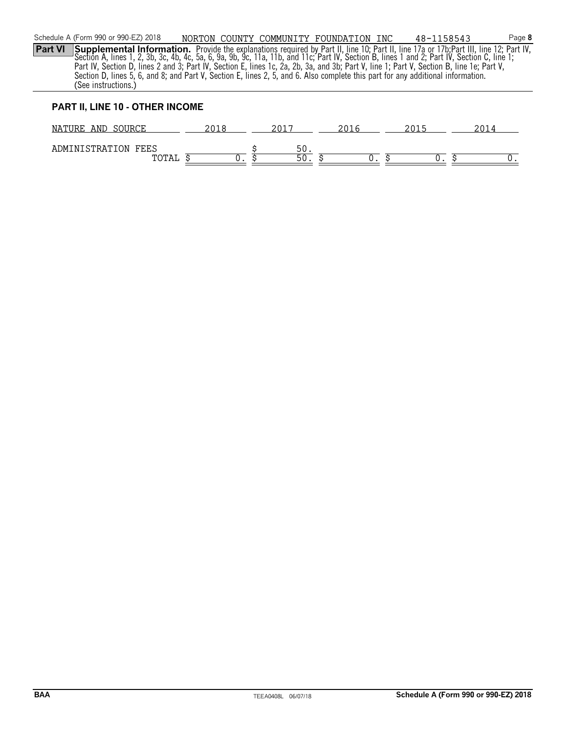**Part VI** **Supplemental Information.** Provide the explanations required by Part II, line 10; Part II, line 17a or 17b;Part III, line 12; Part IV, Section A, lines 1, 2, 3b, 3c, 4b, 4c, 5a, 6, 9a, 9b, 9c, 11a, 11b, and 11c; Part IV, Section B, lines 1 and 2; Part IV, Section C, line 1; Part IV, Section D, lines 2 and 3; Part IV, Section E, lines 1c, 2a, 2b, 3a, and 3b; Part V, line 1; Part V, Section B, line 1e; Part V, Section D, lines 5, 6, and 8; and Part V, Section E, lines 2, 5, and 6. Also complete this part for any additional information. (See instructions.)

## PART II, LINE 10 - OTHER INCOME

| NATURE AND SOURCE | 2018 | 2017 | 2016 | 2015 | 2014 |
|---|---|---|---|---|---|
| ADMINISTRATION FEES | | $ 50. | | | |
| TOTAL | $ 0. | $ 50. | $ 0. | $ 0. | $ 0. |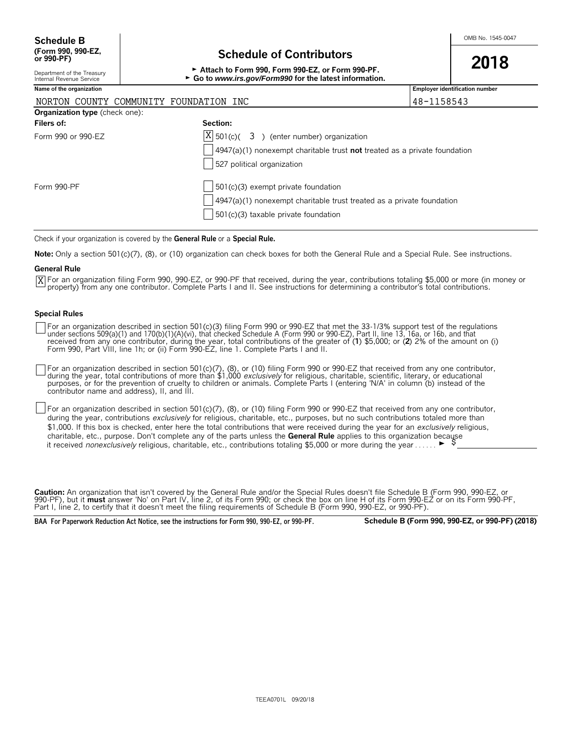**Schedule B**
**(Form 990, 990-EZ, or 990-PF)**

Department of the Treasury
Internal Revenue Service

# Schedule of Contributors

► **Attach to Form 990, Form 990-EZ, or Form 990-PF.**
► **Go to *www.irs.gov/Form990* for the latest information.**

OMB No. 1545-0047

**2018**

| Name of the organization | Employer identification number |
|---|---|
| NORTON COUNTY COMMUNITY FOUNDATION INC | 48-1158543 |

**Organization type** (check one):

| Filers of: | Section: |
|---|---|
| Form 990 or 990-EZ | [X] 501(c)( 3 ) (enter number) organization |
| | [ ] 4947(a)(1) nonexempt charitable trust **not** treated as a private foundation |
| | [ ] 527 political organization |
| Form 990-PF | [ ] 501(c)(3) exempt private foundation |
| | [ ] 4947(a)(1) nonexempt charitable trust treated as a private foundation |
| | [ ] 501(c)(3) taxable private foundation |

Check if your organization is covered by the **General Rule** or a **Special Rule.**

**Note:** Only a section 501(c)(7), (8), or (10) organization can check boxes for both the General Rule and a Special Rule. See instructions.

**General Rule**

[X] For an organization filing Form 990, 990-EZ, or 990-PF that received, during the year, contributions totaling $5,000 or more (in money or property) from any one contributor. Complete Parts I and II. See instructions for determining a contributor's total contributions.

**Special Rules**

[ ] For an organization described in section 501(c)(3) filing Form 990 or 990-EZ that met the 33-1/3% support test of the regulations under sections 509(a)(1) and 170(b)(1)(A)(vi), that checked Schedule A (Form 990 or 990-EZ), Part II, line 13, 16a, or 16b, and that received from any one contributor, during the year, total contributions of the greater of (**1**) $5,000; or (**2**) 2% of the amount on (i) Form 990, Part VIII, line 1h; or (ii) Form 990-EZ, line 1. Complete Parts I and II.

[ ] For an organization described in section 501(c)(7), (8), or (10) filing Form 990 or 990-EZ that received from any one contributor, during the year, total contributions of more than $1,000 *exclusively* for religious, charitable, scientific, literary, or educational purposes, or for the prevention of cruelty to children or animals. Complete Parts I (entering 'N/A' in column (b) instead of the contributor name and address), II, and III.

[ ] For an organization described in section 501(c)(7), (8), or (10) filing Form 990 or 990-EZ that received from any one contributor, during the year, contributions *exclusively* for religious, charitable, etc., purposes, but no such contributions totaled more than $1,000. If this box is checked, enter here the total contributions that were received during the year for an *exclusively* religious, charitable, etc., purpose. Don't complete any of the parts unless the **General Rule** applies to this organization because it received *nonexclusively* religious, charitable, etc., contributions totaling $5,000 or more during the year . . . . . . ► $

**Caution:** An organization that isn't covered by the General Rule and/or the Special Rules doesn't file Schedule B (Form 990, 990-EZ, or 990-PF), but it **must** answer 'No' on Part IV, line 2, of its Form 990; or check the box on line H of its Form 990-EZ or on its Form 990-PF, Part I, line 2, to certify that it doesn't meet the filing requirements of Schedule B (Form 990, 990-EZ, or 990-PF).

**BAA For Paperwork Reduction Act Notice, see the instructions for Form 990, 990-EZ, or 990-PF.** **Schedule B (Form 990, 990-EZ, or 990-PF) (2018)**

TEEA0701L 09/20/18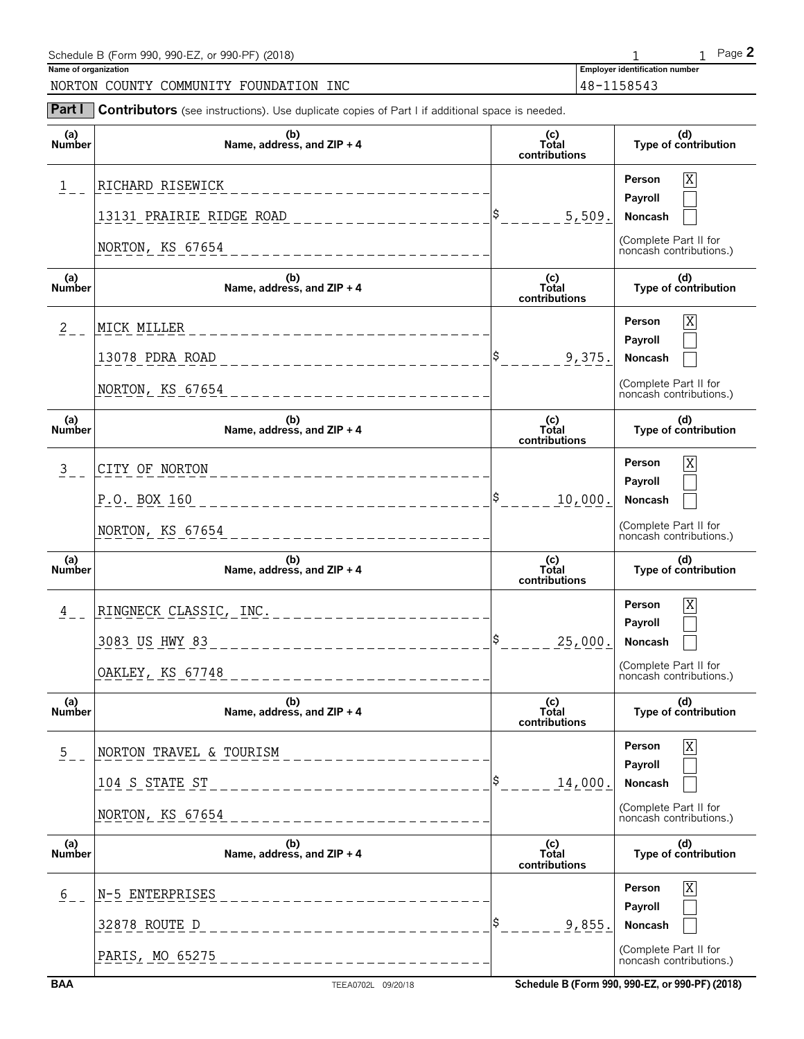Schedule B (Form 990, 990-EZ, or 990-PF) (2018) Page **2**

**Name of organization**
NORTON COUNTY COMMUNITY FOUNDATION INC

**Employer identification number**
48-1158543

**Part I** **Contributors** (see instructions). Use duplicate copies of Part I if additional space is needed.

| (a) Number | (b) Name, address, and ZIP + 4 | (c) Total contributions | (d) Type of contribution |
|---|---|---|---|
| 1 | RICHARD RISEWICK<br>13131 PRAIRIE RIDGE ROAD<br>NORTON, KS 67654 | $ 5,509. | Person [X]<br>Payroll [ ]<br>Noncash [ ]<br>(Complete Part II for noncash contributions.) |
| 2 | MICK MILLER<br>13078 PDRA ROAD<br>NORTON, KS 67654 | $ 9,375. | Person [X]<br>Payroll [ ]<br>Noncash [ ]<br>(Complete Part II for noncash contributions.) |
| 3 | CITY OF NORTON<br>P.O. BOX 160<br>NORTON, KS 67654 | $ 10,000. | Person [X]<br>Payroll [ ]<br>Noncash [ ]<br>(Complete Part II for noncash contributions.) |
| 4 | RINGNECK CLASSIC, INC.<br>3083 US HWY 83<br>OAKLEY, KS 67748 | $ 25,000. | Person [X]<br>Payroll [ ]<br>Noncash [ ]<br>(Complete Part II for noncash contributions.) |
| 5 | NORTON TRAVEL & TOURISM<br>104 S STATE ST<br>NORTON, KS 67654 | $ 14,000. | Person [X]<br>Payroll [ ]<br>Noncash [ ]<br>(Complete Part II for noncash contributions.) |
| 6 | N-5 ENTERPRISES<br>32878 ROUTE D<br>PARIS, MO 65275 | $ 9,855. | Person [X]<br>Payroll [ ]<br>Noncash [ ]<br>(Complete Part II for noncash contributions.) |

BAA TEEA0702L 09/20/18 Schedule B (Form 990, 990-EZ, or 990-PF) (2018)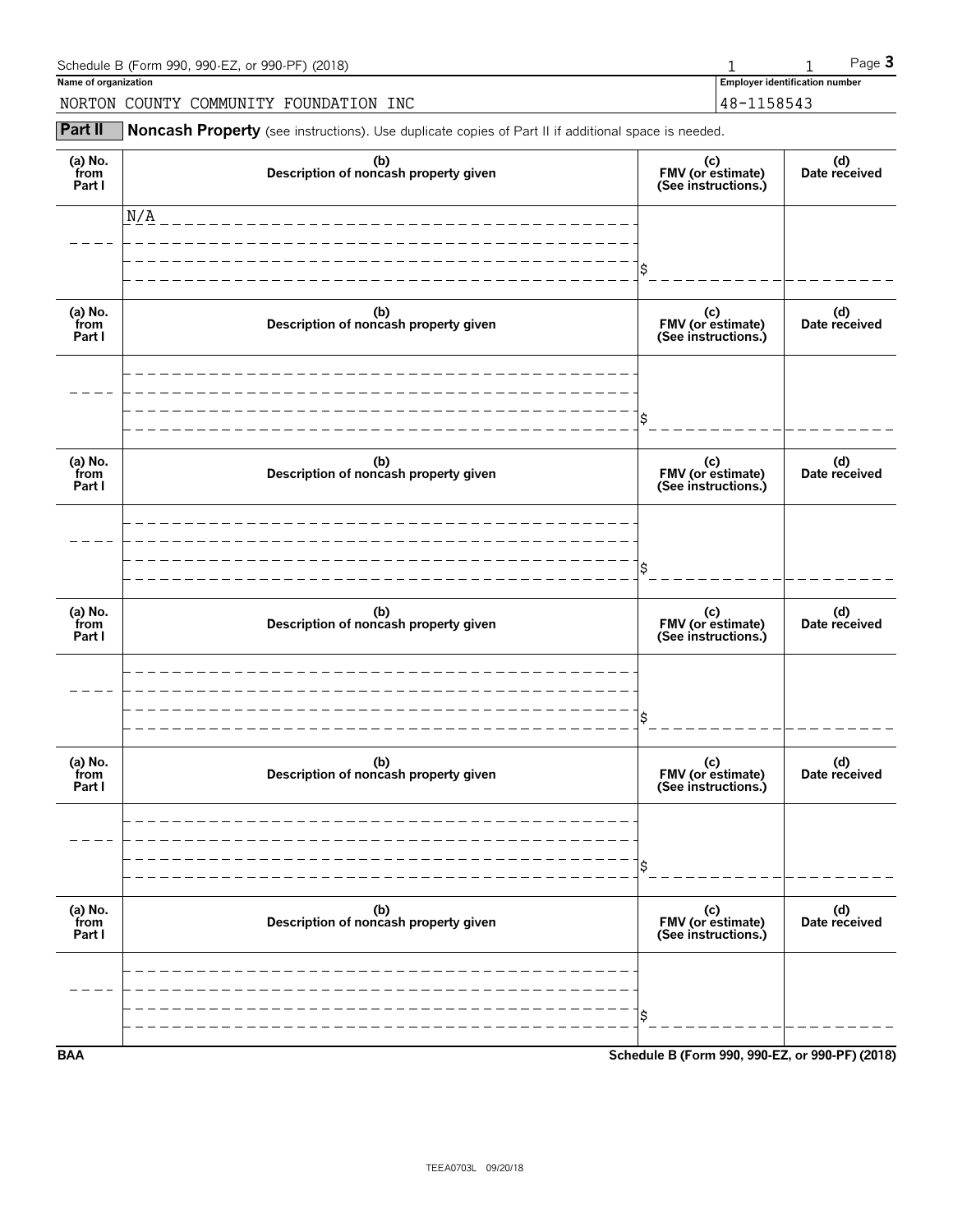Schedule B (Form 990, 990-EZ, or 990-PF) (2018) 1 1 Page **3**

**Name of organization** | **Employer identification number**

NORTON COUNTY COMMUNITY FOUNDATION INC | 48-1158543

**Part II** **Noncash Property** (see instructions). Use duplicate copies of Part II if additional space is needed.

| (a) No. from Part I | (b) Description of noncash property given | (c) FMV (or estimate) (See instructions.) | (d) Date received |
|---|---|---|---|
| | N/A | $ | |

| (a) No. from Part I | (b) Description of noncash property given | (c) FMV (or estimate) (See instructions.) | (d) Date received |
|---|---|---|---|
| | | $ | |

| (a) No. from Part I | (b) Description of noncash property given | (c) FMV (or estimate) (See instructions.) | (d) Date received |
|---|---|---|---|
| | | $ | |

| (a) No. from Part I | (b) Description of noncash property given | (c) FMV (or estimate) (See instructions.) | (d) Date received |
|---|---|---|---|
| | | $ | |

| (a) No. from Part I | (b) Description of noncash property given | (c) FMV (or estimate) (See instructions.) | (d) Date received |
|---|---|---|---|
| | | $ | |

| (a) No. from Part I | (b) Description of noncash property given | (c) FMV (or estimate) (See instructions.) | (d) Date received |
|---|---|---|---|
| | | $ | |

**BAA** **Schedule B (Form 990, 990-EZ, or 990-PF) (2018)**

TEEA0703L 09/20/18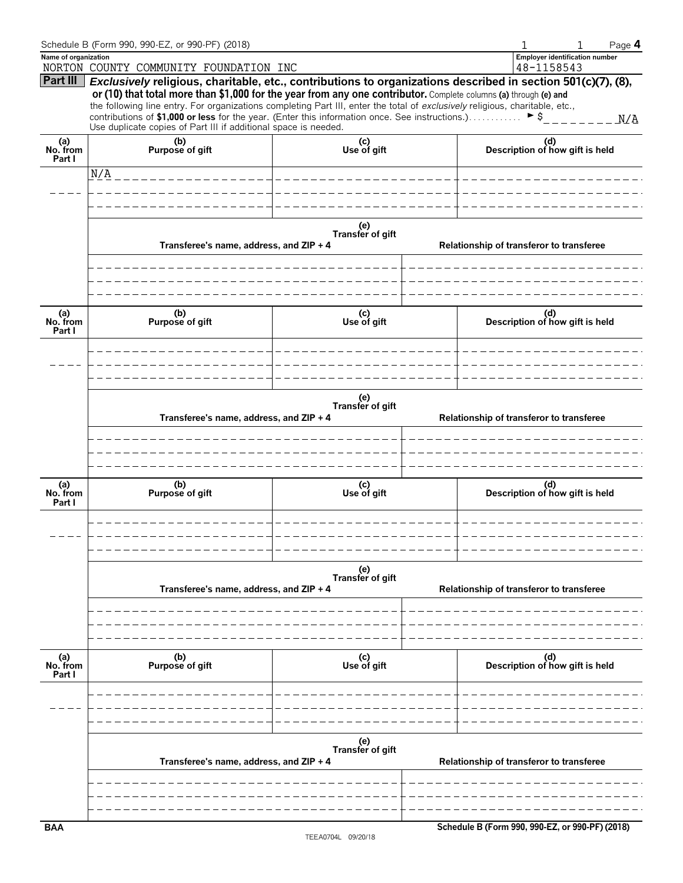Schedule B (Form 990, 990-EZ, or 990-PF) (2018)

**Name of organization**
NORTON COUNTY COMMUNITY FOUNDATION INC

**Employer identification number**
48-1158543

**Part III** ***Exclusively*** **religious, charitable, etc., contributions to organizations described in section 501(c)(7), (8), or (10) that total more than $1,000 for the year from any one contributor.** Complete columns **(a)** through **(e)** and the following line entry. For organizations completing Part III, enter the total of *exclusively* religious, charitable, etc., contributions of **$1,000 or less** for the year. (Enter this information once. See instructions.) ► $ N/A

Use duplicate copies of Part III if additional space is needed.

| (a) No. from Part I | (b) Purpose of gift | (c) Use of gift | (d) Description of how gift is held |
|---|---|---|---|
| | N/A | | |

| (e) Transfer of gift | |
|---|---|
| Transferee's name, address, and ZIP + 4 | Relationship of transferor to transferee |
| | |

| (a) No. from Part I | (b) Purpose of gift | (c) Use of gift | (d) Description of how gift is held |
|---|---|---|---|
| | | | |

| (e) Transfer of gift | |
|---|---|
| Transferee's name, address, and ZIP + 4 | Relationship of transferor to transferee |
| | |

| (a) No. from Part I | (b) Purpose of gift | (c) Use of gift | (d) Description of how gift is held |
|---|---|---|---|
| | | | |

| (e) Transfer of gift | |
|---|---|
| Transferee's name, address, and ZIP + 4 | Relationship of transferor to transferee |
| | |

| (a) No. from Part I | (b) Purpose of gift | (c) Use of gift | (d) Description of how gift is held |
|---|---|---|---|
| | | | |

| (e) Transfer of gift | |
|---|---|
| Transferee's name, address, and ZIP + 4 | Relationship of transferor to transferee |
| | |

BAA

TEEA0704L 09/20/18

Schedule B (Form 990, 990-EZ, or 990-PF) (2018)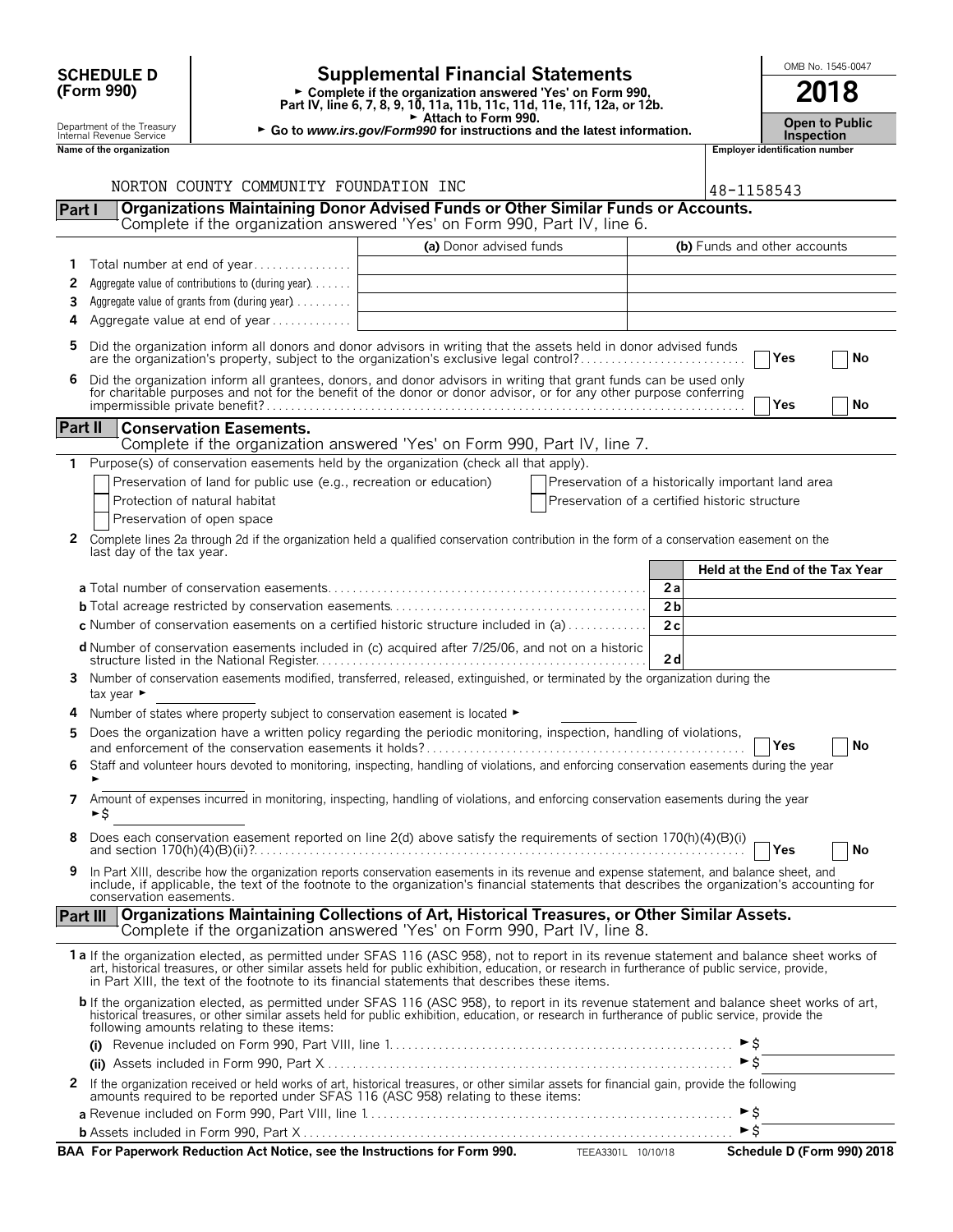**SCHEDULE D (Form 990)**

Department of the Treasury
Internal Revenue Service

# Supplemental Financial Statements

► Complete if the organization answered 'Yes' on Form 990, Part IV, line 6, 7, 8, 9, 10, 11a, 11b, 11c, 11d, 11e, 11f, 12a, or 12b.
► Attach to Form 990.
► Go to *www.irs.gov/Form990* for instructions and the latest information.

OMB No. 1545-0047

**2018**

**Open to Public Inspection**

Name of the organization: NORTON COUNTY COMMUNITY FOUNDATION INC

Employer identification number: 48-1158543

## Part I Organizations Maintaining Donor Advised Funds or Other Similar Funds or Accounts.
Complete if the organization answered 'Yes' on Form 990, Part IV, line 6.

| | | (a) Donor advised funds | (b) Funds and other accounts |
|---|---|---|---|
| 1 | Total number at end of year | | |
| 2 | Aggregate value of contributions to (during year) | | |
| 3 | Aggregate value of grants from (during year) | | |
| 4 | Aggregate value at end of year | | |

5 Did the organization inform all donors and donor advisors in writing that the assets held in donor advised funds are the organization's property, subject to the organization's exclusive legal control? ☐ Yes ☐ No

6 Did the organization inform all grantees, donors, and donor advisors in writing that grant funds can be used only for charitable purposes and not for the benefit of the donor or donor advisor, or for any other purpose conferring impermissible private benefit? ☐ Yes ☐ No

## Part II Conservation Easements.
Complete if the organization answered 'Yes' on Form 990, Part IV, line 7.

1 Purpose(s) of conservation easements held by the organization (check all that apply).

☐ Preservation of land for public use (e.g., recreation or education)
☐ Protection of natural habitat
☐ Preservation of open space
☐ Preservation of a historically important land area
☐ Preservation of a certified historic structure

2 Complete lines 2a through 2d if the organization held a qualified conservation contribution in the form of a conservation easement on the last day of the tax year.

| | | Held at the End of the Tax Year |
|---|---|---|
| **a** Total number of conservation easements | 2a | |
| **b** Total acreage restricted by conservation easements | 2b | |
| **c** Number of conservation easements on a certified historic structure included in (a) | 2c | |
| **d** Number of conservation easements included in (c) acquired after 7/25/06, and not on a historic structure listed in the National Register | 2d | |

3 Number of conservation easements modified, transferred, released, extinguished, or terminated by the organization during the tax year ►

4 Number of states where property subject to conservation easement is located ►

5 Does the organization have a written policy regarding the periodic monitoring, inspection, handling of violations, and enforcement of the conservation easements it holds? ☐ Yes ☐ No

6 Staff and volunteer hours devoted to monitoring, inspecting, handling of violations, and enforcing conservation easements during the year ►

7 Amount of expenses incurred in monitoring, inspecting, handling of violations, and enforcing conservation easements during the year ►$

8 Does each conservation easement reported on line 2(d) above satisfy the requirements of section 170(h)(4)(B)(i) and section 170(h)(4)(B)(ii)? ☐ Yes ☐ No

9 In Part XIII, describe how the organization reports conservation easements in its revenue and expense statement, and balance sheet, and include, if applicable, the text of the footnote to the organization's financial statements that describes the organization's accounting for conservation easements.

## Part III Organizations Maintaining Collections of Art, Historical Treasures, or Other Similar Assets.
Complete if the organization answered 'Yes' on Form 990, Part IV, line 8.

**1a** If the organization elected, as permitted under SFAS 116 (ASC 958), not to report in its revenue statement and balance sheet works of art, historical treasures, or other similar assets held for public exhibition, education, or research in furtherance of public service, provide, in Part XIII, the text of the footnote to its financial statements that describes these items.

**b** If the organization elected, as permitted under SFAS 116 (ASC 958), to report in its revenue statement and balance sheet works of art, historical treasures, or other similar assets held for public exhibition, education, or research in furtherance of public service, provide the following amounts relating to these items:

**(i)** Revenue included on Form 990, Part VIII, line 1 ►$

**(ii)** Assets included in Form 990, Part X ►$

2 If the organization received or held works of art, historical treasures, or other similar assets for financial gain, provide the following amounts required to be reported under SFAS 116 (ASC 958) relating to these items:

**a** Revenue included on Form 990, Part VIII, line 1 ►$

**b** Assets included in Form 990, Part X ►$

**BAA For Paperwork Reduction Act Notice, see the Instructions for Form 990.** TEEA3301L 10/10/18 **Schedule D (Form 990) 2018**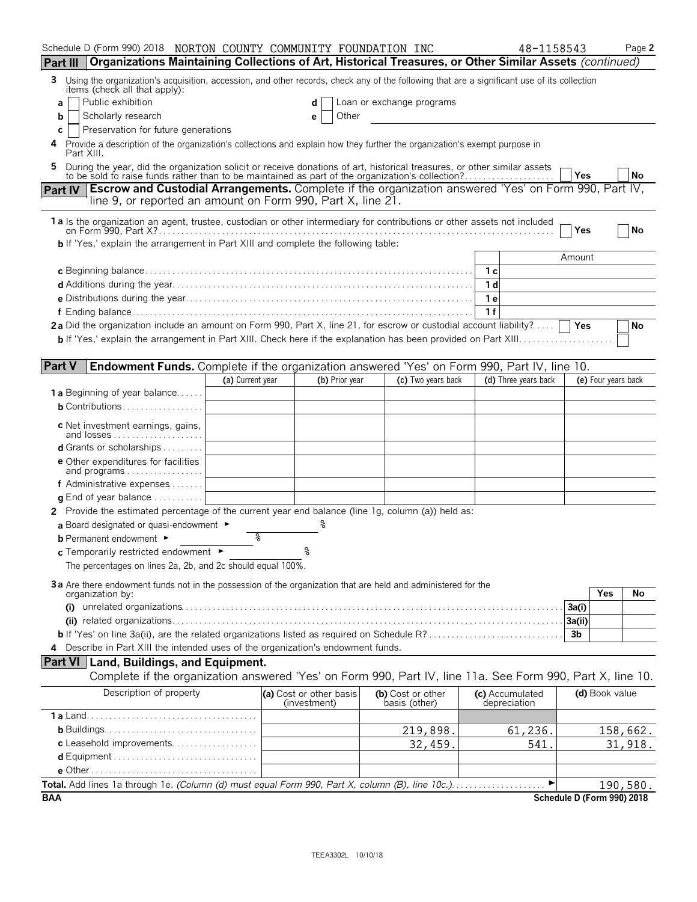Schedule D (Form 990) 2018 NORTON COUNTY COMMUNITY FOUNDATION INC 48-1158543 Page 2

## Part III Organizations Maintaining Collections of Art, Historical Treasures, or Other Similar Assets *(continued)*

**3** Using the organization's acquisition, accession, and other records, check any of the following that are a significant use of its collection items (check all that apply):

- **a** ☐ Public exhibition
- **b** ☐ Scholarly research
- **c** ☐ Preservation for future generations
- **d** ☐ Loan or exchange programs
- **e** ☐ Other

**4** Provide a description of the organization's collections and explain how they further the organization's exempt purpose in Part XIII.

**5** During the year, did the organization solicit or receive donations of art, historical treasures, or other similar assets to be sold to raise funds rather than to be maintained as part of the organization's collection? ☐ Yes ☐ No

## Part IV Escrow and Custodial Arrangements. Complete if the organization answered 'Yes' on Form 990, Part IV, line 9, or reported an amount on Form 990, Part X, line 21.

**1a** Is the organization an agent, trustee, custodian or other intermediary for contributions or other assets not included on Form 990, Part X? ☐ Yes ☐ No

**b** If 'Yes,' explain the arrangement in Part XIII and complete the following table:

| | | Amount |
|---|---|---|
| **c** Beginning balance | 1c | |
| **d** Additions during the year | 1d | |
| **e** Distributions during the year | 1e | |
| **f** Ending balance | 1f | |

**2a** Did the organization include an amount on Form 990, Part X, line 21, for escrow or custodial account liability? ☐ Yes ☐ No

**b** If 'Yes,' explain the arrangement in Part XIII. Check here if the explanation has been provided on Part XIII ☐

## Part V Endowment Funds. Complete if the organization answered 'Yes' on Form 990, Part IV, line 10.

| | (a) Current year | (b) Prior year | (c) Two years back | (d) Three years back | (e) Four years back |
|---|---|---|---|---|---|
| **1a** Beginning of year balance | | | | | |
| **b** Contributions | | | | | |
| **c** Net investment earnings, gains, and losses | | | | | |
| **d** Grants or scholarships | | | | | |
| **e** Other expenditures for facilities and programs | | | | | |
| **f** Administrative expenses | | | | | |
| **g** End of year balance | | | | | |

**2** Provide the estimated percentage of the current year end balance (line 1g, column (a)) held as:

**a** Board designated or quasi-endowment ► %

**b** Permanent endowment ► %

**c** Temporarily restricted endowment ► %

The percentages on lines 2a, 2b, and 2c should equal 100%.

**3a** Are there endowment funds not in the possession of the organization that are held and administered for the organization by:

| | | Yes | No |
|---|---|---|---|
| **(i)** unrelated organizations | 3a(i) | | |
| **(ii)** related organizations | 3a(ii) | | |
| **b** If 'Yes' on line 3a(ii), are the related organizations listed as required on Schedule R? | 3b | | |

**4** Describe in Part XIII the intended uses of the organization's endowment funds.

## Part VI Land, Buildings, and Equipment.

Complete if the organization answered 'Yes' on Form 990, Part IV, line 11a. See Form 990, Part X, line 10.

| Description of property | (a) Cost or other basis (investment) | (b) Cost or other basis (other) | (c) Accumulated depreciation | (d) Book value |
|---|---|---|---|---|
| **1a** Land | | | | |
| **b** Buildings | | 219,898. | 61,236. | 158,662. |
| **c** Leasehold improvements | | 32,459. | 541. | 31,918. |
| **d** Equipment | | | | |
| **e** Other | | | | |
| **Total.** Add lines 1a through 1e. *(Column (d) must equal Form 990, Part X, column (B), line 10c.)* ► | | | | 190,580. |

BAA Schedule D (Form 990) 2018

TEEA3302L 10/10/18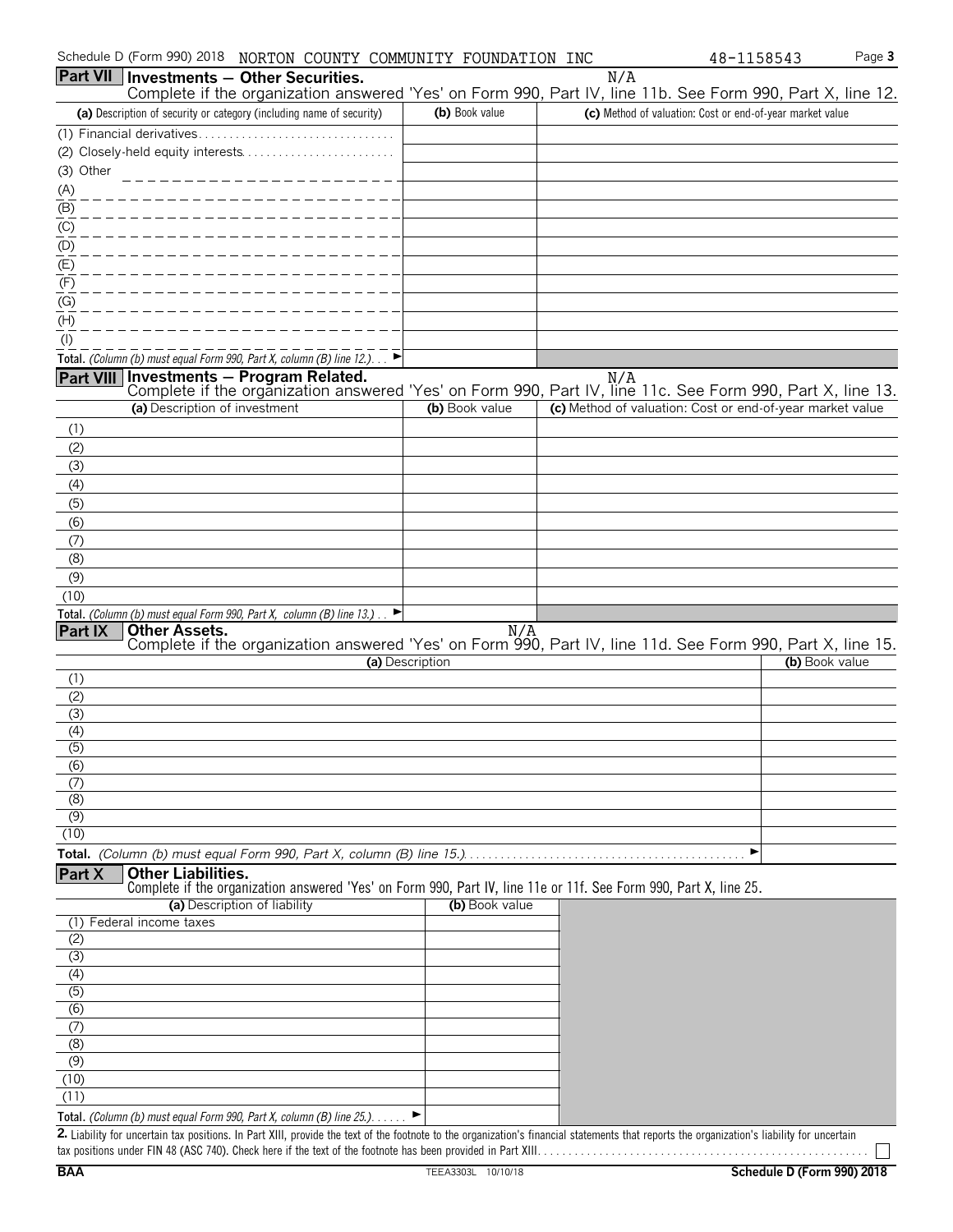Schedule D (Form 990) 2018 NORTON COUNTY COMMUNITY FOUNDATION INC 48-1158543

## Part VII Investments — Other Securities.

N/A

Complete if the organization answered 'Yes' on Form 990, Part IV, line 11b. See Form 990, Part X, line 12.

| (a) Description of security or category (including name of security) | (b) Book value | (c) Method of valuation: Cost or end-of-year market value |
|---|---|---|
| (1) Financial derivatives | | |
| (2) Closely-held equity interests | | |
| (3) Other | | |
| (A) | | |
| (B) | | |
| (C) | | |
| (D) | | |
| (E) | | |
| (F) | | |
| (G) | | |
| (H) | | |
| (I) | | |
| Total. *(Column (b) must equal Form 990, Part X, column (B) line 12.)* ► | | |

## Part VIII Investments — Program Related.

N/A

Complete if the organization answered 'Yes' on Form 990, Part IV, line 11c. See Form 990, Part X, line 13.

| (a) Description of investment | (b) Book value | (c) Method of valuation: Cost or end-of-year market value |
|---|---|---|
| (1) | | |
| (2) | | |
| (3) | | |
| (4) | | |
| (5) | | |
| (6) | | |
| (7) | | |
| (8) | | |
| (9) | | |
| (10) | | |
| Total. *(Column (b) must equal Form 990, Part X, column (B) line 13.)* ► | | |

## Part IX Other Assets.

N/A

Complete if the organization answered 'Yes' on Form 990, Part IV, line 11d. See Form 990, Part X, line 15.

| (a) Description | (b) Book value |
|---|---|
| (1) | |
| (2) | |
| (3) | |
| (4) | |
| (5) | |
| (6) | |
| (7) | |
| (8) | |
| (9) | |
| (10) | |
| Total. *(Column (b) must equal Form 990, Part X, column (B) line 15.)* ► | |

## Part X Other Liabilities.

Complete if the organization answered 'Yes' on Form 990, Part IV, line 11e or 11f. See Form 990, Part X, line 25.

| (a) Description of liability | (b) Book value |
|---|---|
| (1) Federal income taxes | |
| (2) | |
| (3) | |
| (4) | |
| (5) | |
| (6) | |
| (7) | |
| (8) | |
| (9) | |
| (10) | |
| (11) | |
| Total. *(Column (b) must equal Form 990, Part X, column (B) line 25.)* ► | |

**2.** Liability for uncertain tax positions. In Part XIII, provide the text of the footnote to the organization's financial statements that reports the organization's liability for uncertain tax positions under FIN 48 (ASC 740). Check here if the text of the footnote has been provided in Part XIII ☐

BAA TEEA3303L 10/10/18 **Schedule D (Form 990) 2018**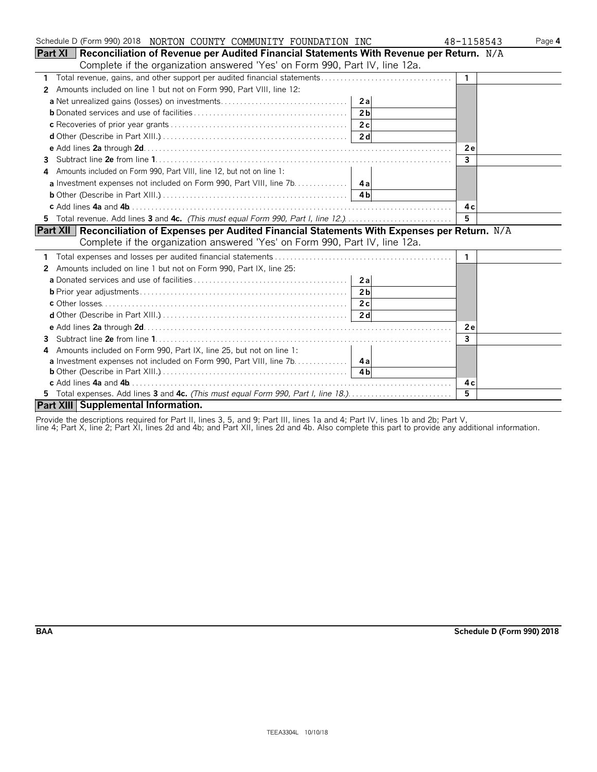Schedule D (Form 990) 2018 NORTON COUNTY COMMUNITY FOUNDATION INC 48-1158543 Page **4**

## Part XI Reconciliation of Revenue per Audited Financial Statements With Revenue per Return. N/A

Complete if the organization answered 'Yes' on Form 990, Part IV, line 12a.

| | | | | |
|---|---|---|---|---|
| **1** | Total revenue, gains, and other support per audited financial statements | | **1** | |
| **2** | Amounts included on line 1 but not on Form 990, Part VIII, line 12: | | | |
| | **a** Net unrealized gains (losses) on investments | **2a** | | |
| | **b** Donated services and use of facilities | **2b** | | |
| | **c** Recoveries of prior year grants | **2c** | | |
| | **d** Other (Describe in Part XIII.) | **2d** | | |
| | **e** Add lines **2a** through **2d** | | **2e** | |
| **3** | Subtract line **2e** from line **1** | | **3** | |
| **4** | Amounts included on Form 990, Part VIII, line 12, but not on line 1: | | | |
| | **a** Investment expenses not included on Form 990, Part VIII, line 7b | **4a** | | |
| | **b** Other (Describe in Part XIII.) | **4b** | | |
| | **c** Add lines **4a** and **4b** | | **4c** | |
| **5** | Total revenue. Add lines **3** and **4c.** *(This must equal Form 990, Part I, line 12.)* | | **5** | |

## Part XII Reconciliation of Expenses per Audited Financial Statements With Expenses per Return. N/A

Complete if the organization answered 'Yes' on Form 990, Part IV, line 12a.

| | | | | |
|---|---|---|---|---|
| **1** | Total expenses and losses per audited financial statements | | **1** | |
| **2** | Amounts included on line 1 but not on Form 990, Part IX, line 25: | | | |
| | **a** Donated services and use of facilities | **2a** | | |
| | **b** Prior year adjustments | **2b** | | |
| | **c** Other losses | **2c** | | |
| | **d** Other (Describe in Part XIII.) | **2d** | | |
| | **e** Add lines **2a** through **2d** | | **2e** | |
| **3** | Subtract line **2e** from line **1** | | **3** | |
| **4** | Amounts included on Form 990, Part IX, line 25, but not on line 1: | | | |
| | **a** Investment expenses not included on Form 990, Part VIII, line 7b | **4a** | | |
| | **b** Other (Describe in Part XIII.) | **4b** | | |
| | **c** Add lines **4a** and **4b** | | **4c** | |
| **5** | Total expenses. Add lines **3** and **4c.** *(This must equal Form 990, Part I, line 18.)* | | **5** | |

## Part XIII Supplemental Information.

Provide the descriptions required for Part II, lines 3, 5, and 9; Part III, lines 1a and 4; Part IV, lines 1b and 2b; Part V, line 4; Part X, line 2; Part XI, lines 2d and 4b; and Part XII, lines 2d and 4b. Also complete this part to provide any additional information.

**BAA** **Schedule D (Form 990) 2018**

TEEA3304L 10/10/18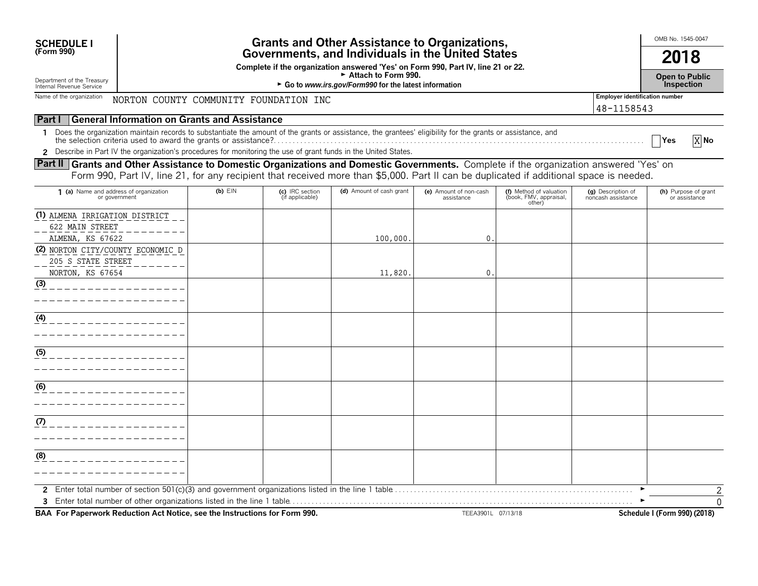**SCHEDULE I**
**(Form 990)**

Department of the Treasury
Internal Revenue Service

# Grants and Other Assistance to Organizations, Governments, and Individuals in the United States

**Complete if the organization answered 'Yes' on Form 990, Part IV, line 21 or 22.**
**► Attach to Form 990.**
**► Go to www.irs.gov/Form990 for the latest information**

OMB No. 1545-0047

**2018**

**Open to Public Inspection**

Name of the organization: NORTON COUNTY COMMUNITY FOUNDATION INC

Employer identification number: 48-1158543

## Part I — General Information on Grants and Assistance

1 Does the organization maintain records to substantiate the amount of the grants or assistance, the grantees' eligibility for the grants or assistance, and the selection criteria used to award the grants or assistance? ☐ Yes ☒ No

2 Describe in Part IV the organization's procedures for monitoring the use of grant funds in the United States.

## Part II — Grants and Other Assistance to Domestic Organizations and Domestic Governments.

Complete if the organization answered 'Yes' on Form 990, Part IV, line 21, for any recipient that received more than $5,000. Part II can be duplicated if additional space is needed.

| 1 (a) Name and address of organization or government | (b) EIN | (c) IRC section (if applicable) | (d) Amount of cash grant | (e) Amount of non-cash assistance | (f) Method of valuation (book, FMV, appraisal, other) | (g) Description of noncash assistance | (h) Purpose of grant or assistance |
|---|---|---|---|---|---|---|---|
| (1) ALMENA IRRIGATION DISTRICT 622 MAIN STREET ALMENA, KS 67622 | | | 100,000. | 0. | | | |
| (2) NORTON CITY/COUNTY ECONOMIC D 205 S STATE STREET NORTON, KS 67654 | | | 11,820. | 0. | | | |
| (3) | | | | | | | |
| (4) | | | | | | | |
| (5) | | | | | | | |
| (6) | | | | | | | |
| (7) | | | | | | | |
| (8) | | | | | | | |

2 Enter total number of section 501(c)(3) and government organizations listed in the line 1 table ► 2

3 Enter total number of other organizations listed in the line 1 table ► 0

**BAA For Paperwork Reduction Act Notice, see the Instructions for Form 990.** TEEA3901L 07/13/18 **Schedule I (Form 990) (2018)**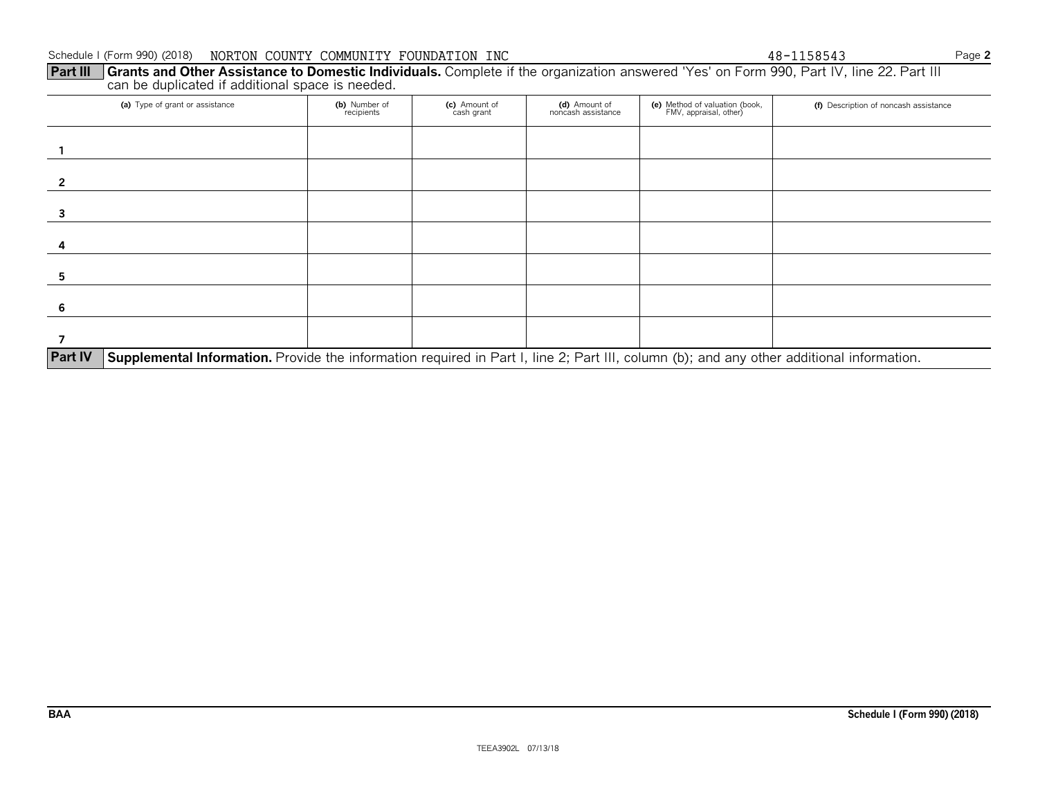Schedule I (Form 990) (2018) NORTON COUNTY COMMUNITY FOUNDATION INC 48-1158543

**Part III** **Grants and Other Assistance to Domestic Individuals.** Complete if the organization answered 'Yes' on Form 990, Part IV, line 22. Part III can be duplicated if additional space is needed.

| | (a) Type of grant or assistance | (b) Number of recipients | (c) Amount of cash grant | (d) Amount of noncash assistance | (e) Method of valuation (book, FMV, appraisal, other) | (f) Description of noncash assistance |
|---|---|---|---|---|---|---|
| 1 | | | | | | |
| 2 | | | | | | |
| 3 | | | | | | |
| 4 | | | | | | |
| 5 | | | | | | |
| 6 | | | | | | |
| 7 | | | | | | |

**Part IV** **Supplemental Information.** Provide the information required in Part I, line 2; Part III, column (b); and any other additional information.

BAA Schedule I (Form 990) (2018)

TEEA3902L 07/13/18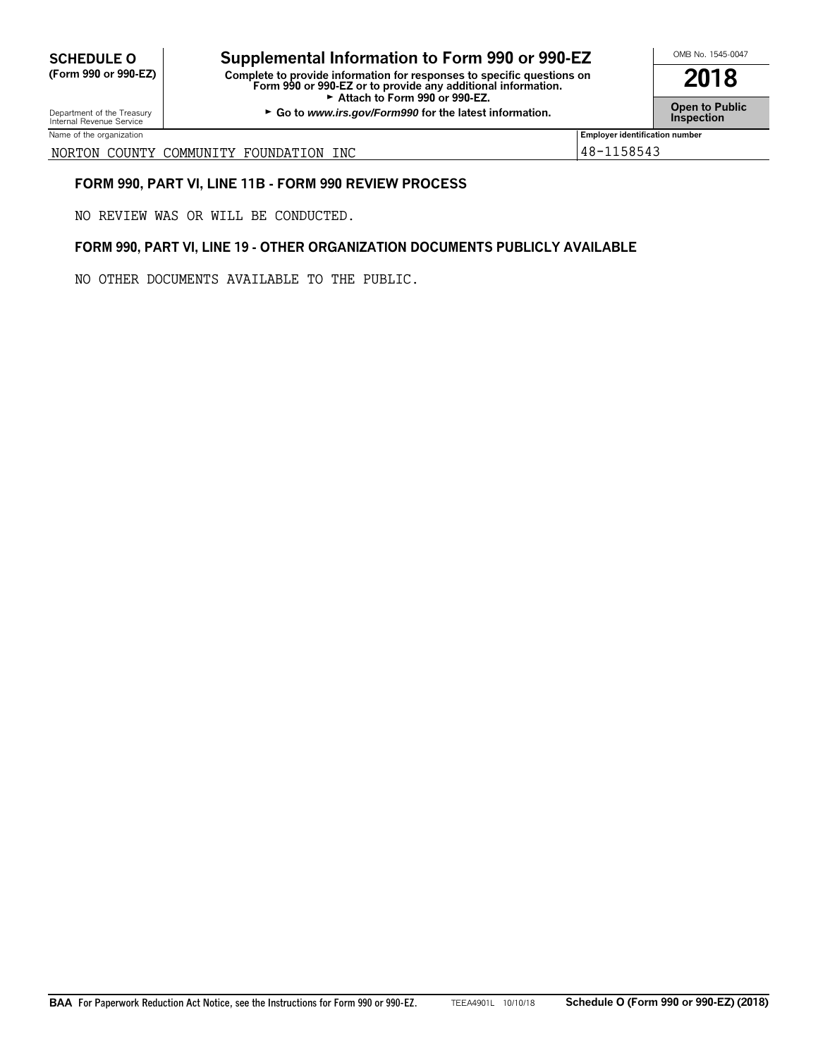**SCHEDULE O**
**(Form 990 or 990-EZ)**

Department of the Treasury
Internal Revenue Service

# Supplemental Information to Form 990 or 990-EZ

**Complete to provide information for responses to specific questions on Form 990 or 990-EZ or to provide any additional information.**
**► Attach to Form 990 or 990-EZ.**
**► Go to *www.irs.gov/Form990* for the latest information.**

OMB No. 1545-0047

**2018**

**Open to Public Inspection**

| Name of the organization | Employer identification number |
|---|---|
| NORTON COUNTY COMMUNITY FOUNDATION INC | 48-1158543 |

### FORM 990, PART VI, LINE 11B - FORM 990 REVIEW PROCESS

NO REVIEW WAS OR WILL BE CONDUCTED.

### FORM 990, PART VI, LINE 19 - OTHER ORGANIZATION DOCUMENTS PUBLICLY AVAILABLE

NO OTHER DOCUMENTS AVAILABLE TO THE PUBLIC.

**BAA** For Paperwork Reduction Act Notice, see the Instructions for Form 990 or 990-EZ. TEEA4901L 10/10/18 **Schedule O (Form 990 or 990-EZ) (2018)**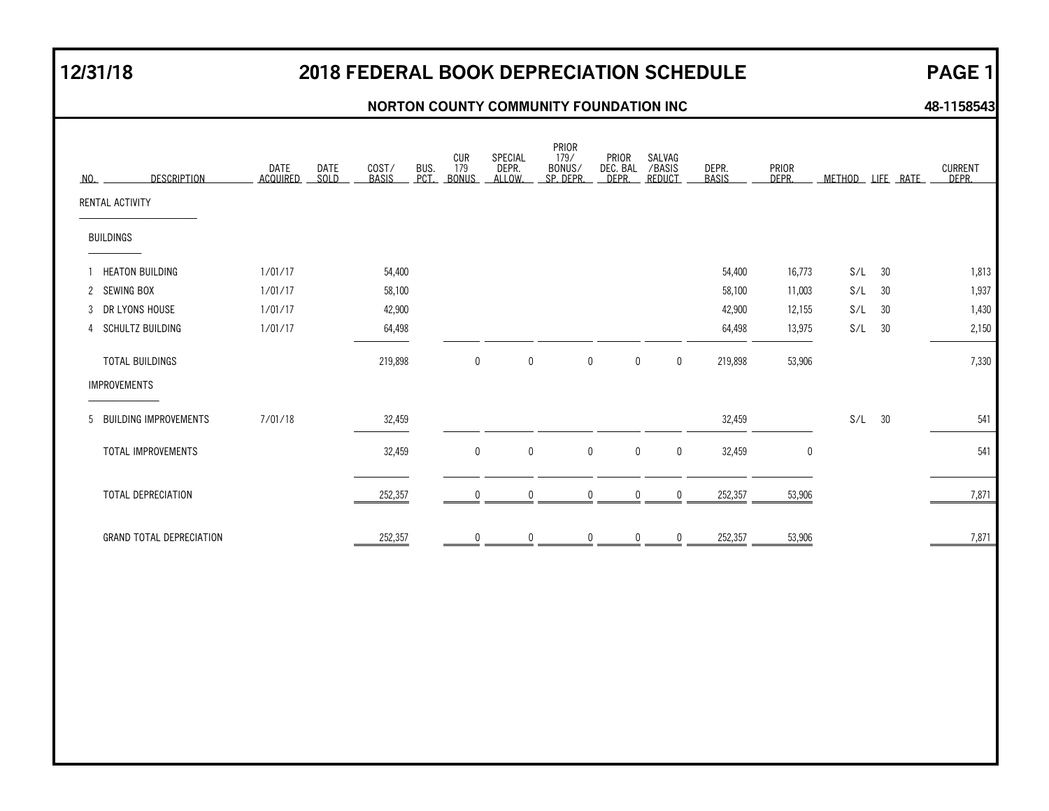# 2018 FEDERAL BOOK DEPRECIATION SCHEDULE

12/31/18

**NORTON COUNTY COMMUNITY FOUNDATION INC** — **48-1158543**

| NO. | DESCRIPTION | DATE ACQUIRED | DATE SOLD | COST/ BASIS | BUS. PCT. | CUR 179 BONUS | SPECIAL DEPR. ALLOW. | PRIOR 179/ BONUS/ SP. DEPR. | PRIOR DEC. BAL DEPR. | SALVAG /BASIS REDUCT | DEPR. BASIS | PRIOR DEPR. | METHOD | LIFE | RATE | CURRENT DEPR. |
|---|---|---|---|---|---|---|---|---|---|---|---|---|---|---|---|---|
| | RENTAL ACTIVITY | | | | | | | | | | | | | | | |
| | BUILDINGS | | | | | | | | | | | | | | | |
| 1 | HEATON BUILDING | 1/01/17 | | 54,400 | | | | | | | 54,400 | 16,773 | S/L | 30 | | 1,813 |
| 2 | SEWING BOX | 1/01/17 | | 58,100 | | | | | | | 58,100 | 11,003 | S/L | 30 | | 1,937 |
| 3 | DR LYONS HOUSE | 1/01/17 | | 42,900 | | | | | | | 42,900 | 12,155 | S/L | 30 | | 1,430 |
| 4 | SCHULTZ BUILDING | 1/01/17 | | 64,498 | | | | | | | 64,498 | 13,975 | S/L | 30 | | 2,150 |
| | TOTAL BUILDINGS | | | 219,898 | | 0 | 0 | 0 | 0 | 0 | 219,898 | 53,906 | | | | 7,330 |
| | IMPROVEMENTS | | | | | | | | | | | | | | | |
| 5 | BUILDING IMPROVEMENTS | 7/01/18 | | 32,459 | | | | | | | 32,459 | | S/L | 30 | | 541 |
| | TOTAL IMPROVEMENTS | | | 32,459 | | 0 | 0 | 0 | 0 | 0 | 32,459 | 0 | | | | 541 |
| | TOTAL DEPRECIATION | | | 252,357 | | 0 | 0 | 0 | 0 | 0 | 252,357 | 53,906 | | | | 7,871 |
| | GRAND TOTAL DEPRECIATION | | | 252,357 | | 0 | 0 | 0 | 0 | 0 | 252,357 | 53,906 | | | | 7,871 |